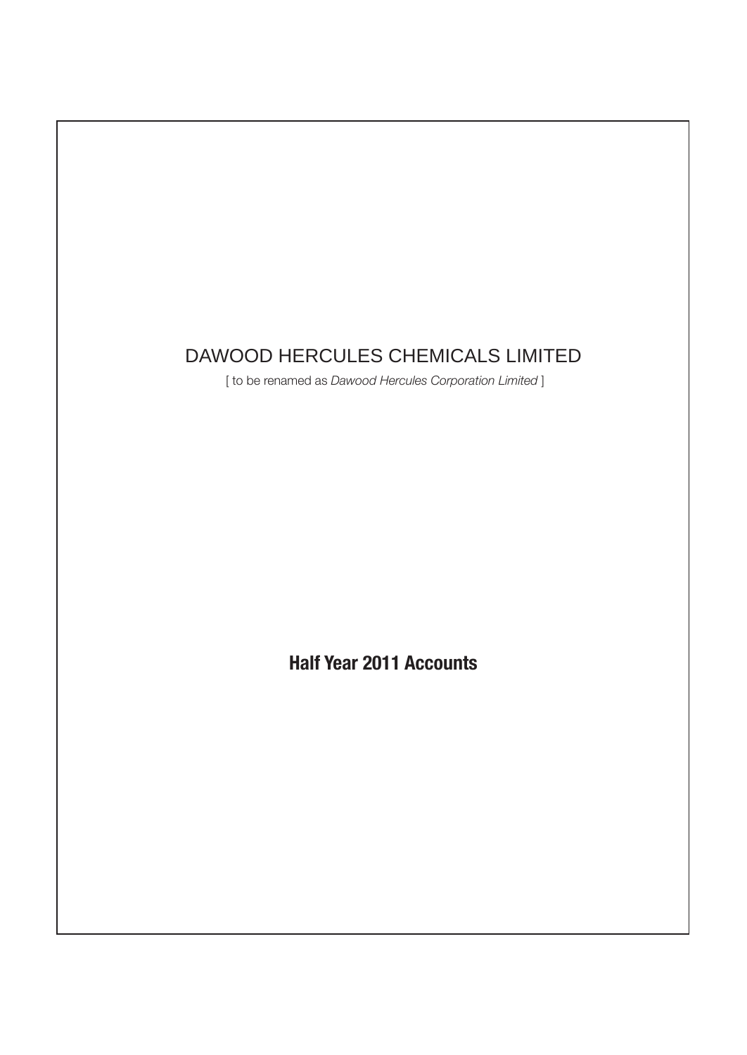# DAWOOD HERCULES CHEMICALS LIMITED

[ to be renamed as *Dawood Hercules Corporation Limited* ]

## **Half Year 2011 Accounts**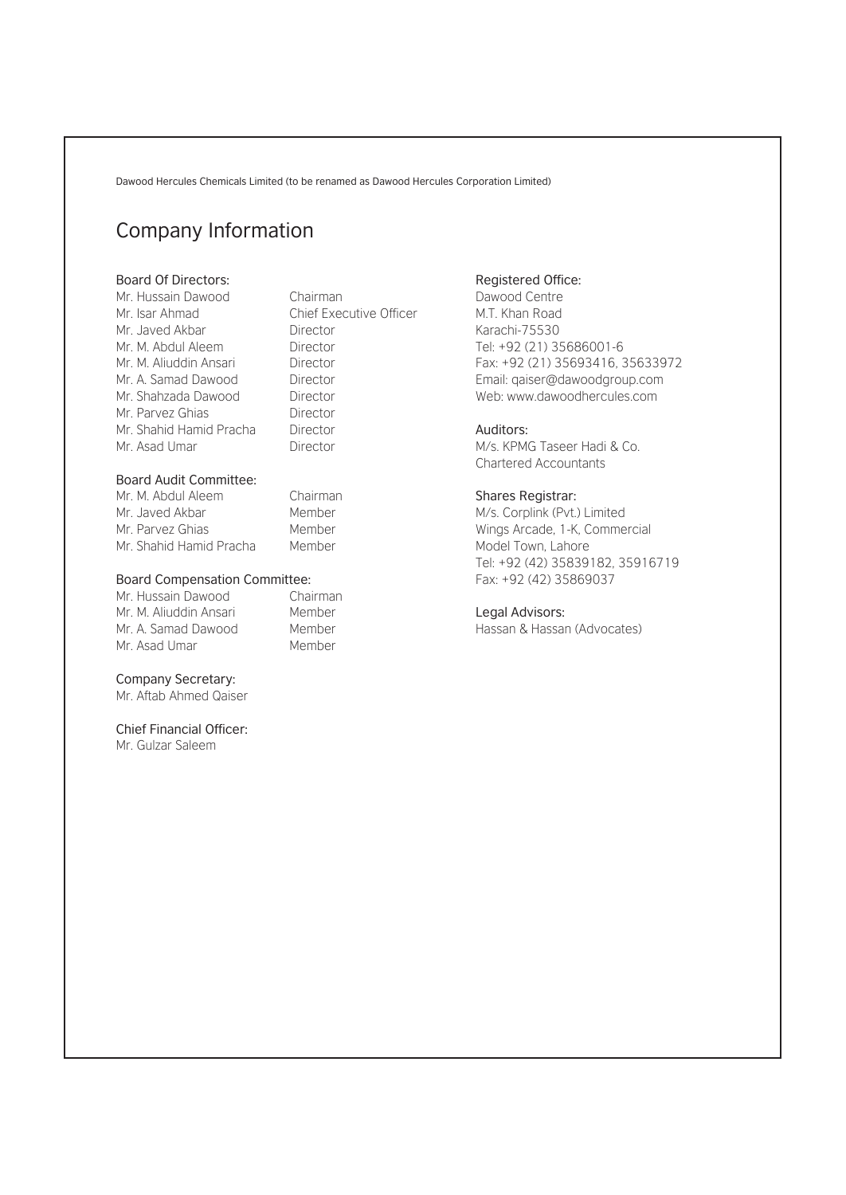Dawood Hercules Chemicals Limited (to be renamed as Dawood Hercules Corporation Limited)

# Company Information

### Board Of Directors:

| | |
|---|---|
| Mr. Hussain Dawood | Chairman |
| Mr. Isar Ahmad | Chief Executive Officer |
| Mr. Javed Akbar | Director |
| Mr. M. Abdul Aleem | Director |
| Mr. M. Aliuddin Ansari | Director |
| Mr. A. Samad Dawood | Director |
| Mr. Shahzada Dawood | Director |
| Mr. Parvez Ghias | Director |
| Mr. Shahid Hamid Pracha | Director |
| Mr. Asad Umar | Director |

### Board Audit Committee:

| | |
|---|---|
| Mr. M. Abdul Aleem | Chairman |
| Mr. Javed Akbar | Member |
| Mr. Parvez Ghias | Member |
| Mr. Shahid Hamid Pracha | Member |

### Board Compensation Committee:

| | |
|---|---|
| Mr. Hussain Dawood | Chairman |
| Mr. M. Aliuddin Ansari | Member |
| Mr. A. Samad Dawood | Member |
| Mr. Asad Umar | Member |

### Company Secretary:

Mr. Aftab Ahmed Qaiser

### Chief Financial Officer:

Mr. Gulzar Saleem

### Registered Office:

Dawood Centre
M.T. Khan Road
Karachi-75530
Tel: +92 (21) 35686001-6
Fax: +92 (21) 35693416, 35633972
Email: qaiser@dawoodgroup.com
Web: www.dawoodhercules.com

### Auditors:

M/s. KPMG Taseer Hadi & Co.
Chartered Accountants

### Shares Registrar:

M/s. Corplink (Pvt.) Limited
Wings Arcade, 1-K, Commercial
Model Town, Lahore
Tel: +92 (42) 35839182, 35916719
Fax: +92 (42) 35869037

### Legal Advisors:

Hassan & Hassan (Advocates)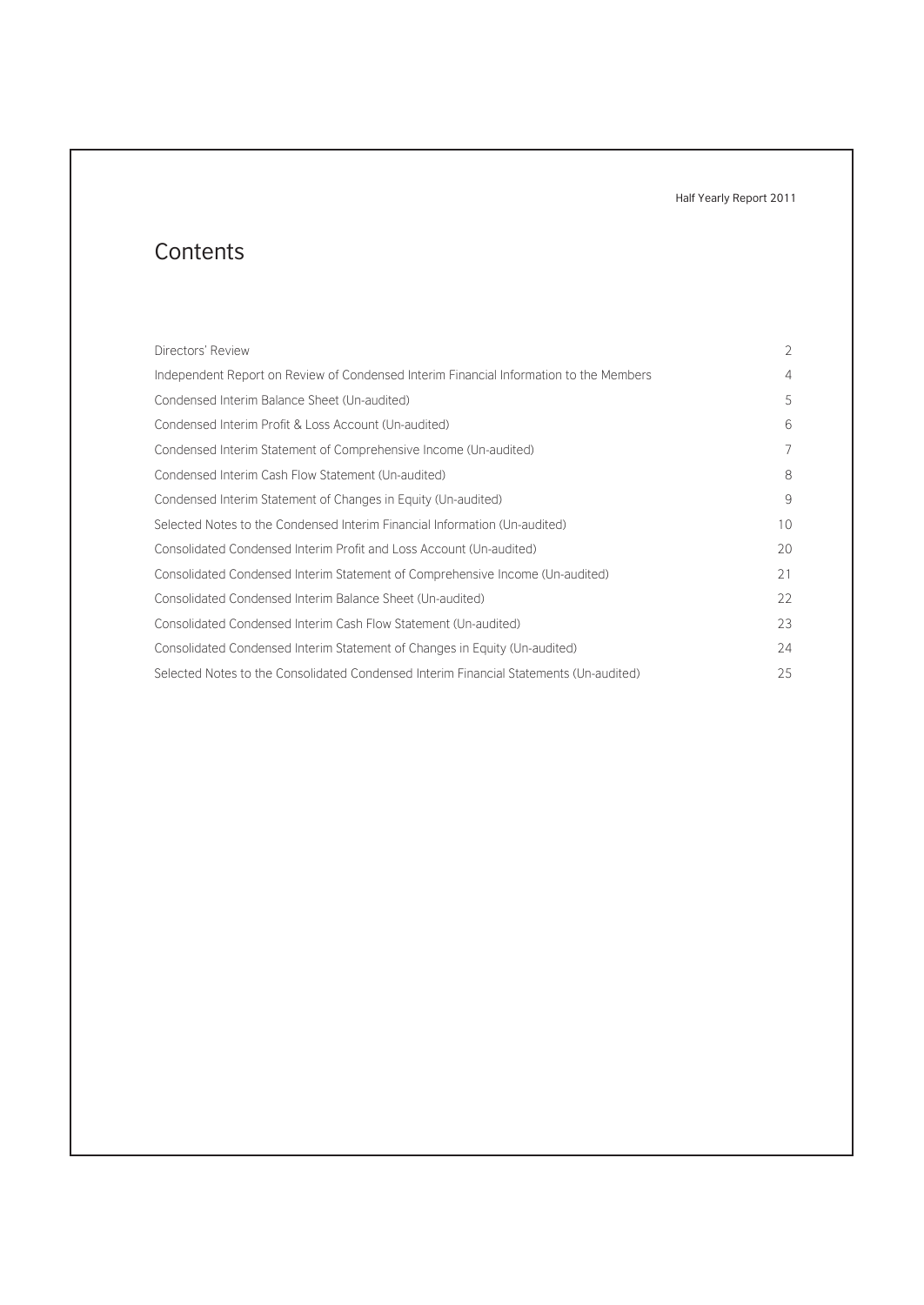# Contents

| | |
|---|---|
| Directors' Review | 2 |
| Independent Report on Review of Condensed Interim Financial Information to the Members | 4 |
| Condensed Interim Balance Sheet (Un-audited) | 5 |
| Condensed Interim Profit & Loss Account (Un-audited) | 6 |
| Condensed Interim Statement of Comprehensive Income (Un-audited) | 7 |
| Condensed Interim Cash Flow Statement (Un-audited) | 8 |
| Condensed Interim Statement of Changes in Equity (Un-audited) | 9 |
| Selected Notes to the Condensed Interim Financial Information (Un-audited) | 10 |
| Consolidated Condensed Interim Profit and Loss Account (Un-audited) | 20 |
| Consolidated Condensed Interim Statement of Comprehensive Income (Un-audited) | 21 |
| Consolidated Condensed Interim Balance Sheet (Un-audited) | 22 |
| Consolidated Condensed Interim Cash Flow Statement (Un-audited) | 23 |
| Consolidated Condensed Interim Statement of Changes in Equity (Un-audited) | 24 |
| Selected Notes to the Consolidated Condensed Interim Financial Statements (Un-audited) | 25 |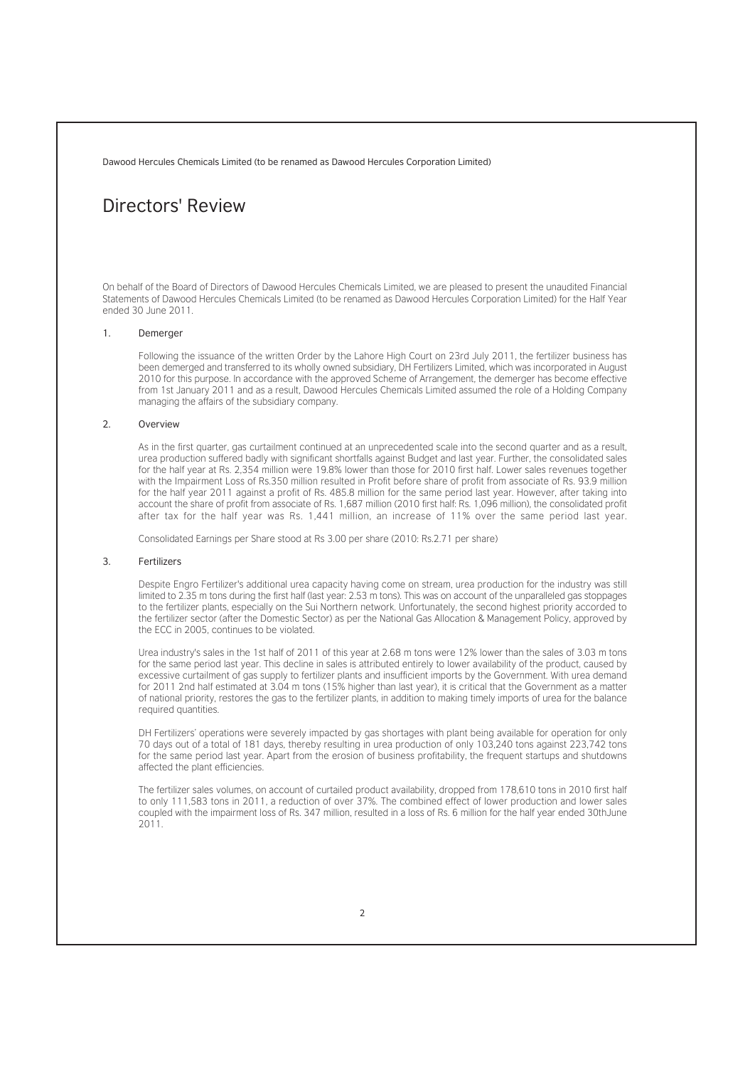Dawood Hercules Chemicals Limited (to be renamed as Dawood Hercules Corporation Limited)

# Directors' Review

On behalf of the Board of Directors of Dawood Hercules Chemicals Limited, we are pleased to present the unaudited Financial Statements of Dawood Hercules Chemicals Limited (to be renamed as Dawood Hercules Corporation Limited) for the Half Year ended 30 June 2011.

## 1. Demerger

Following the issuance of the written Order by the Lahore High Court on 23rd July 2011, the fertilizer business has been demerged and transferred to its wholly owned subsidiary, DH Fertilizers Limited, which was incorporated in August 2010 for this purpose. In accordance with the approved Scheme of Arrangement, the demerger has become effective from 1st January 2011 and as a result, Dawood Hercules Chemicals Limited assumed the role of a Holding Company managing the affairs of the subsidiary company.

## 2. Overview

As in the first quarter, gas curtailment continued at an unprecedented scale into the second quarter and as a result, urea production suffered badly with significant shortfalls against Budget and last year. Further, the consolidated sales for the half year at Rs. 2,354 million were 19.8% lower than those for 2010 first half. Lower sales revenues together with the Impairment Loss of Rs.350 million resulted in Profit before share of profit from associate of Rs. 93.9 million for the half year 2011 against a profit of Rs. 485.8 million for the same period last year. However, after taking into account the share of profit from associate of Rs. 1,687 million (2010 first half: Rs. 1,096 million), the consolidated profit after tax for the half year was Rs. 1,441 million, an increase of 11% over the same period last year.

Consolidated Earnings per Share stood at Rs 3.00 per share (2010: Rs.2.71 per share)

## 3. Fertilizers

Despite Engro Fertilizer's additional urea capacity having come on stream, urea production for the industry was still limited to 2.35 m tons during the first half (last year: 2.53 m tons). This was on account of the unparalleled gas stoppages to the fertilizer plants, especially on the Sui Northern network. Unfortunately, the second highest priority accorded to the fertilizer sector (after the Domestic Sector) as per the National Gas Allocation & Management Policy, approved by the ECC in 2005, continues to be violated.

Urea industry's sales in the 1st half of 2011 of this year at 2.68 m tons were 12% lower than the sales of 3.03 m tons for the same period last year. This decline in sales is attributed entirely to lower availability of the product, caused by excessive curtailment of gas supply to fertilizer plants and insufficient imports by the Government. With urea demand for 2011 2nd half estimated at 3.04 m tons (15% higher than last year), it is critical that the Government as a matter of national priority, restores the gas to the fertilizer plants, in addition to making timely imports of urea for the balance required quantities.

DH Fertilizers' operations were severely impacted by gas shortages with plant being available for operation for only 70 days out of a total of 181 days, thereby resulting in urea production of only 103,240 tons against 223,742 tons for the same period last year. Apart from the erosion of business profitability, the frequent startups and shutdowns affected the plant efficiencies.

The fertilizer sales volumes, on account of curtailed product availability, dropped from 178,610 tons in 2010 first half to only 111,583 tons in 2011, a reduction of over 37%. The combined effect of lower production and lower sales coupled with the impairment loss of Rs. 347 million, resulted in a loss of Rs. 6 million for the half year ended 30thJune 2011.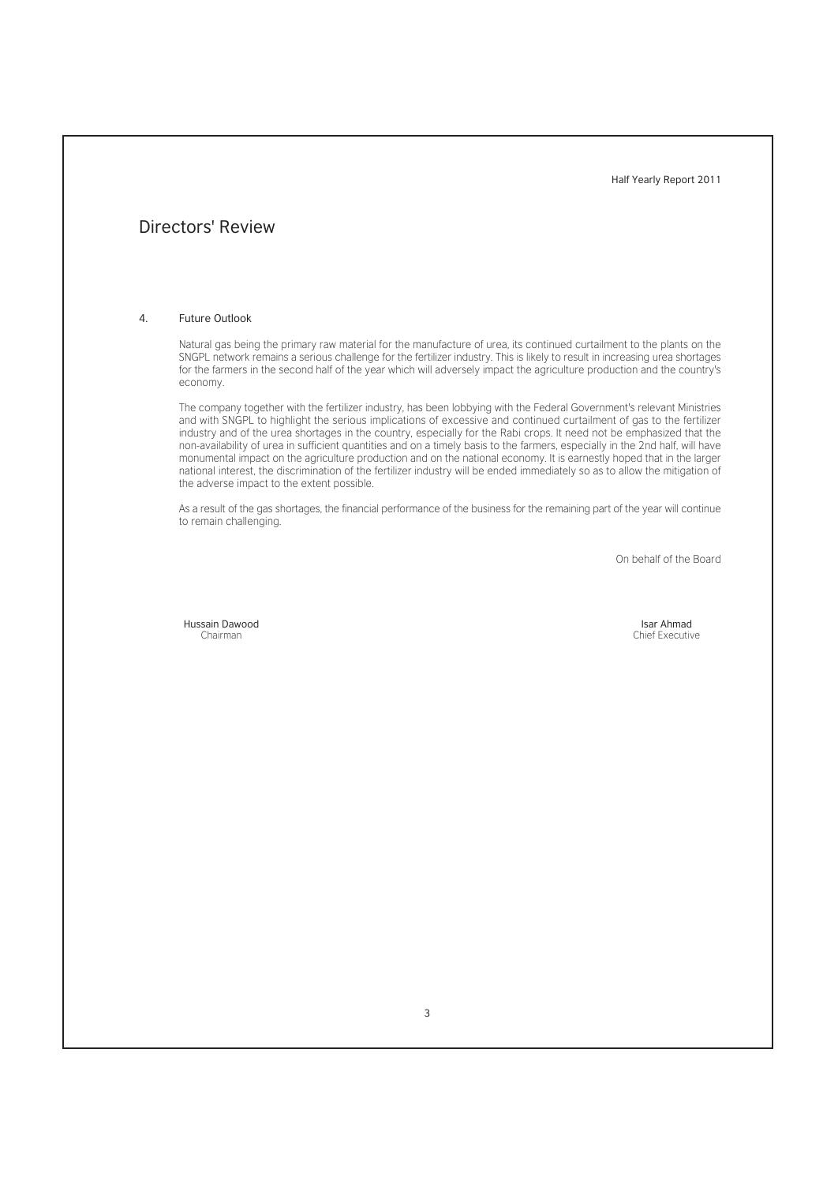# Directors' Review

## 4. Future Outlook

Natural gas being the primary raw material for the manufacture of urea, its continued curtailment to the plants on the SNGPL network remains a serious challenge for the fertilizer industry. This is likely to result in increasing urea shortages for the farmers in the second half of the year which will adversely impact the agriculture production and the country's economy.

The company together with the fertilizer industry, has been lobbying with the Federal Government's relevant Ministries and with SNGPL to highlight the serious implications of excessive and continued curtailment of gas to the fertilizer industry and of the urea shortages in the country, especially for the Rabi crops. It need not be emphasized that the non-availability of urea in sufficient quantities and on a timely basis to the farmers, especially in the 2nd half, will have monumental impact on the agriculture production and on the national economy. It is earnestly hoped that in the larger national interest, the discrimination of the fertilizer industry will be ended immediately so as to allow the mitigation of the adverse impact to the extent possible.

As a result of the gas shortages, the financial performance of the business for the remaining part of the year will continue to remain challenging.

On behalf of the Board

**Hussain Dawood**
Chairman

**Isar Ahmad**
Chief Executive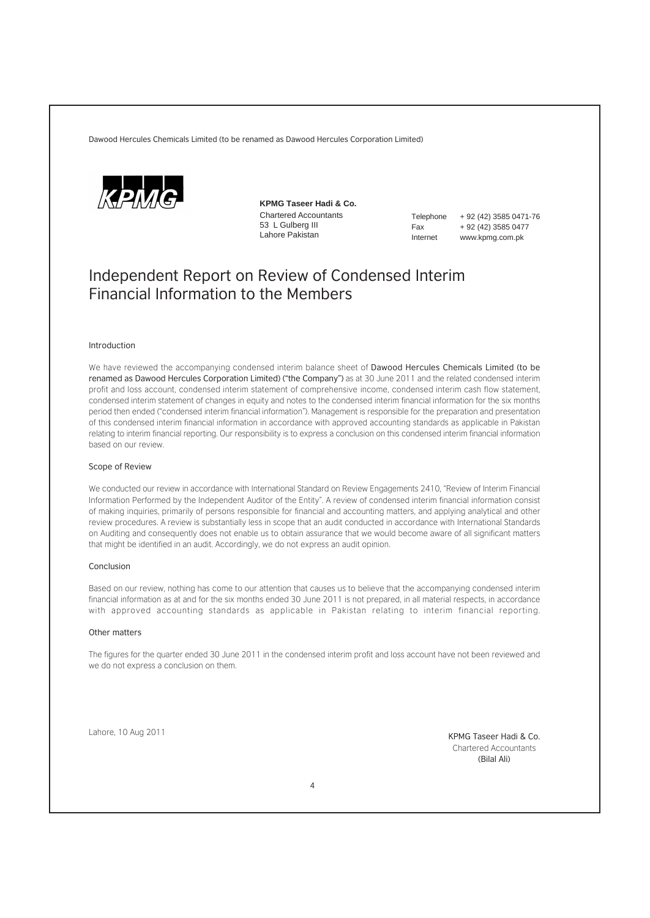KPMG

**KPMG Taseer Hadi & Co.**
Chartered Accountants
53 L Gulberg III
Lahore Pakistan

Telephone + 92 (42) 3585 0471-76
Fax + 92 (42) 3585 0477
Internet www.kpmg.com.pk

# Independent Report on Review of Condensed Interim Financial Information to the Members

## Introduction

We have reviewed the accompanying condensed interim balance sheet of **Dawood Hercules Chemicals Limited (to be renamed as Dawood Hercules Corporation Limited) ("the Company")** as at 30 June 2011 and the related condensed interim profit and loss account, condensed interim statement of comprehensive income, condensed interim cash flow statement, condensed interim statement of changes in equity and notes to the condensed interim financial information for the six months period then ended ("condensed interim financial information"). Management is responsible for the preparation and presentation of this condensed interim financial information in accordance with approved accounting standards as applicable in Pakistan relating to interim financial reporting. Our responsibility is to express a conclusion on this condensed interim financial information based on our review.

## Scope of Review

We conducted our review in accordance with International Standard on Review Engagements 2410, "Review of Interim Financial Information Performed by the Independent Auditor of the Entity". A review of condensed interim financial information consist of making inquiries, primarily of persons responsible for financial and accounting matters, and applying analytical and other review procedures. A review is substantially less in scope that an audit conducted in accordance with International Standards on Auditing and consequently does not enable us to obtain assurance that we would become aware of all significant matters that might be identified in an audit. Accordingly, we do not express an audit opinion.

## Conclusion

Based on our review, nothing has come to our attention that causes us to believe that the accompanying condensed interim financial information as at and for the six months ended 30 June 2011 is not prepared, in all material respects, in accordance with approved accounting standards as applicable in Pakistan relating to interim financial reporting.

## Other matters

The figures for the quarter ended 30 June 2011 in the condensed interim profit and loss account have not been reviewed and we do not express a conclusion on them.

Lahore, 10 Aug 2011

KPMG Taseer Hadi & Co.
Chartered Accountants
(Bilal Ali)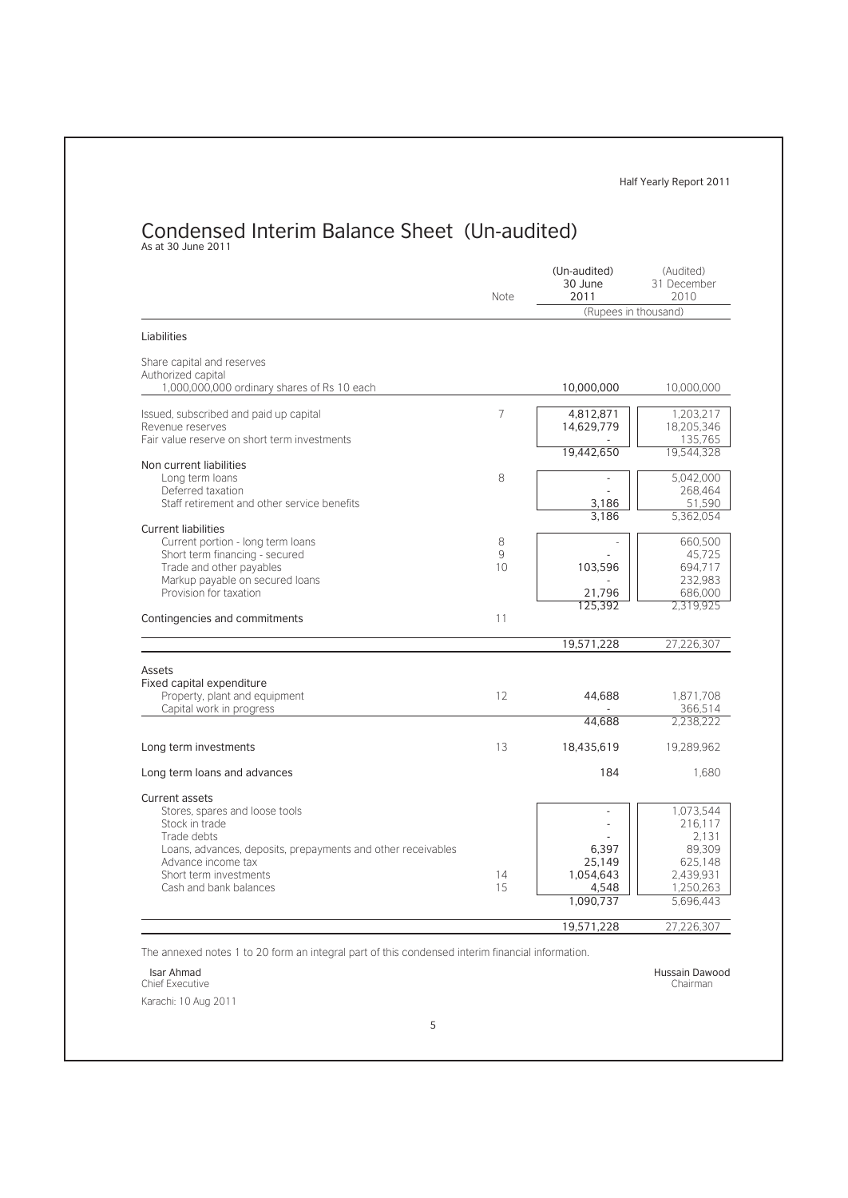# Condensed Interim Balance Sheet (Un-audited)

As at 30 June 2011

| | Note | (Un-audited) 30 June 2011 | (Audited) 31 December 2010 |
|---|---|---|---|
| | | (Rupees in thousand) | |
| **Liabilities** | | | |
| Share capital and reserves | | | |
| Authorized capital | | | |
| 1,000,000,000 ordinary shares of Rs 10 each | | 10,000,000 | 10,000,000 |
| Issued, subscribed and paid up capital | 7 | 4,812,871 | 1,203,217 |
| Revenue reserves | | 14,629,779 | 18,205,346 |
| Fair value reserve on short term investments | | - | 135,765 |
| | | 19,442,650 | 19,544,328 |
| Non current liabilities | | | |
| Long term loans | 8 | - | 5,042,000 |
| Deferred taxation | | - | 268,464 |
| Staff retirement and other service benefits | | 3,186 | 51,590 |
| | | 3,186 | 5,362,054 |
| Current liabilities | | | |
| Current portion - long term loans | 8 | - | 660,500 |
| Short term financing - secured | 9 | - | 45,725 |
| Trade and other payables | 10 | 103,596 | 694,717 |
| Markup payable on secured loans | | - | 232,983 |
| Provision for taxation | | 21,796 | 686,000 |
| | | 125,392 | 2,319,925 |
| Contingencies and commitments | 11 | | |
| | | 19,571,228 | 27,226,307 |
| **Assets** | | | |
| Fixed capital expenditure | | | |
| Property, plant and equipment | 12 | 44,688 | 1,871,708 |
| Capital work in progress | | - | 366,514 |
| | | 44,688 | 2,238,222 |
| Long term investments | 13 | 18,435,619 | 19,289,962 |
| Long term loans and advances | | 184 | 1,680 |
| Current assets | | | |
| Stores, spares and loose tools | | - | 1,073,544 |
| Stock in trade | | - | 216,117 |
| Trade debts | | - | 2,131 |
| Loans, advances, deposits, prepayments and other receivables | | 6,397 | 89,309 |
| Advance income tax | | 25,149 | 625,148 |
| Short term investments | 14 | 1,054,643 | 2,439,931 |
| Cash and bank balances | 15 | 4,548 | 1,250,263 |
| | | 1,090,737 | 5,696,443 |
| | | 19,571,228 | 27,226,307 |

The annexed notes 1 to 20 form an integral part of this condensed interim financial information.

Isar Ahmad
Chief Executive

Hussain Dawood
Chairman

Karachi: 10 Aug 2011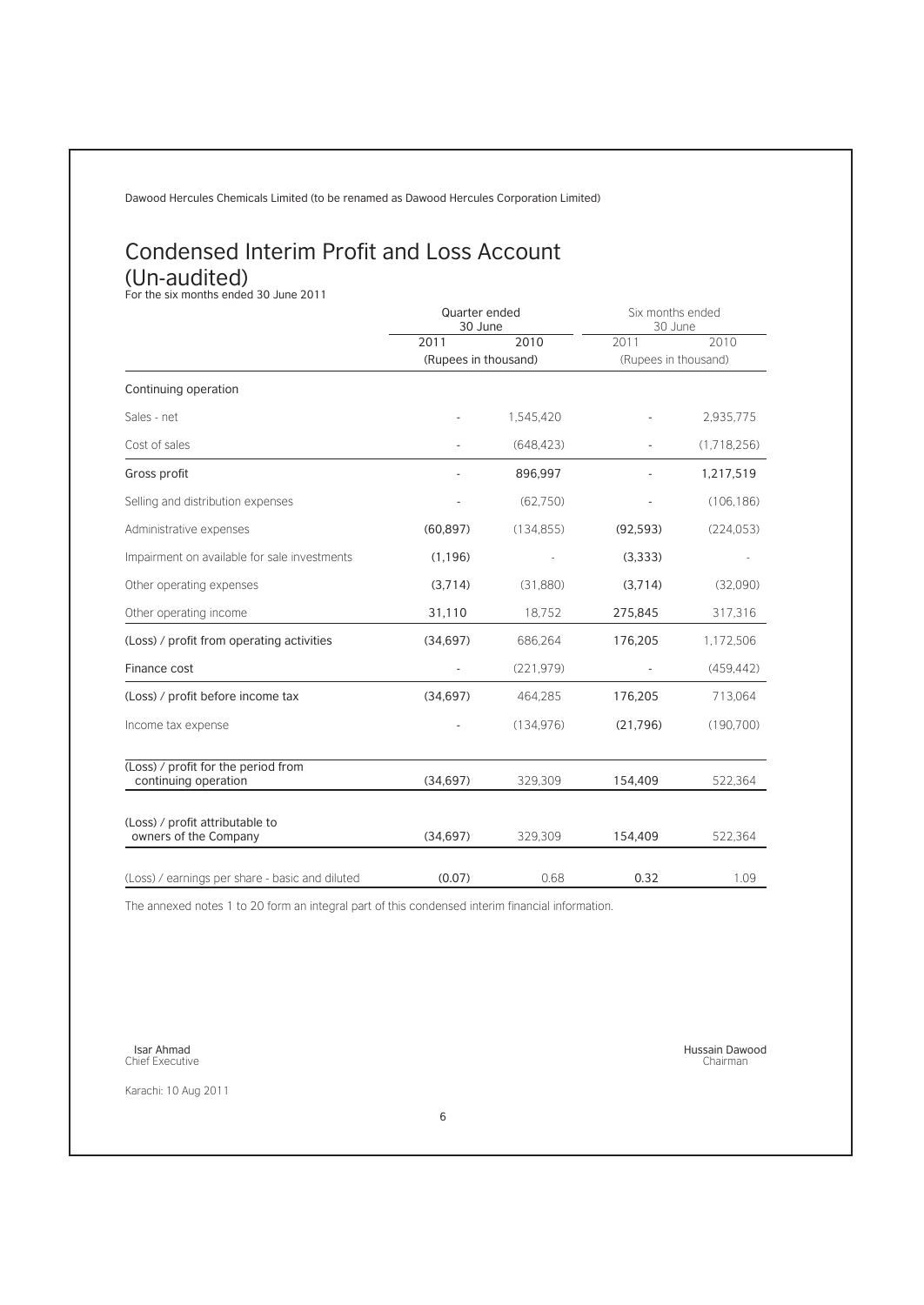Dawood Hercules Chemicals Limited (to be renamed as Dawood Hercules Corporation Limited)

# Condensed Interim Profit and Loss Account (Un-audited)

For the six months ended 30 June 2011

| | Quarter ended 30 June | | Six months ended 30 June | |
|---|---|---|---|---|
| | 2011 | 2010 | 2011 | 2010 |
| | (Rupees in thousand) | | (Rupees in thousand) | |
| Continuing operation | | | | |
| Sales - net | - | 1,545,420 | - | 2,935,775 |
| Cost of sales | - | (648,423) | - | (1,718,256) |
| Gross profit | - | 896,997 | - | 1,217,519 |
| Selling and distribution expenses | - | (62,750) | - | (106,186) |
| Administrative expenses | (60,897) | (134,855) | (92,593) | (224,053) |
| Impairment on available for sale investments | (1,196) | - | (3,333) | - |
| Other operating expenses | (3,714) | (31,880) | (3,714) | (32,090) |
| Other operating income | 31,110 | 18,752 | 275,845 | 317,316 |
| (Loss) / profit from operating activities | (34,697) | 686,264 | 176,205 | 1,172,506 |
| Finance cost | - | (221,979) | - | (459,442) |
| (Loss) / profit before income tax | (34,697) | 464,285 | 176,205 | 713,064 |
| Income tax expense | - | (134,976) | (21,796) | (190,700) |
| (Loss) / profit for the period from continuing operation | (34,697) | 329,309 | 154,409 | 522,364 |
| (Loss) / profit attributable to owners of the Company | (34,697) | 329,309 | 154,409 | 522,364 |
| (Loss) / earnings per share - basic and diluted | (0.07) | 0.68 | 0.32 | 1.09 |

The annexed notes 1 to 20 form an integral part of this condensed interim financial information.

Isar Ahmad
Chief Executive

Hussain Dawood
Chairman

Karachi: 10 Aug 2011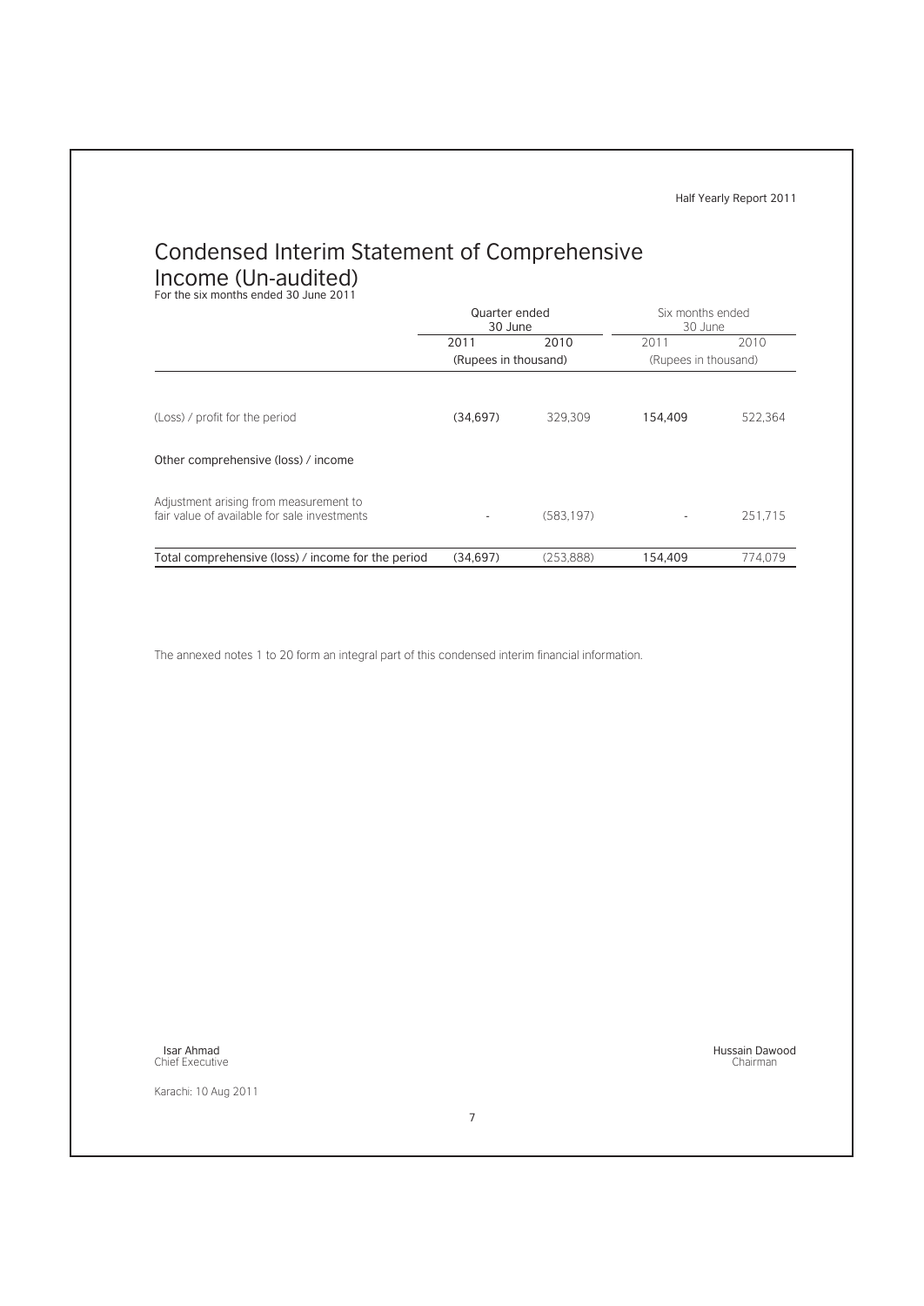# Condensed Interim Statement of Comprehensive Income (Un-audited)

For the six months ended 30 June 2011

| | Quarter ended 30 June | | Six months ended 30 June | |
|---|---|---|---|---|
| | 2011 | 2010 | 2011 | 2010 |
| | (Rupees in thousand) | | (Rupees in thousand) | |
| (Loss) / profit for the period | (34,697) | 329,309 | 154,409 | 522,364 |
| Other comprehensive (loss) / income | | | | |
| Adjustment arising from measurement to fair value of available for sale investments | - | (583,197) | - | 251,715 |
| Total comprehensive (loss) / income for the period | (34,697) | (253,888) | 154,409 | 774,079 |

The annexed notes 1 to 20 form an integral part of this condensed interim financial information.

Isar Ahmad
Chief Executive

Hussain Dawood
Chairman

Karachi: 10 Aug 2011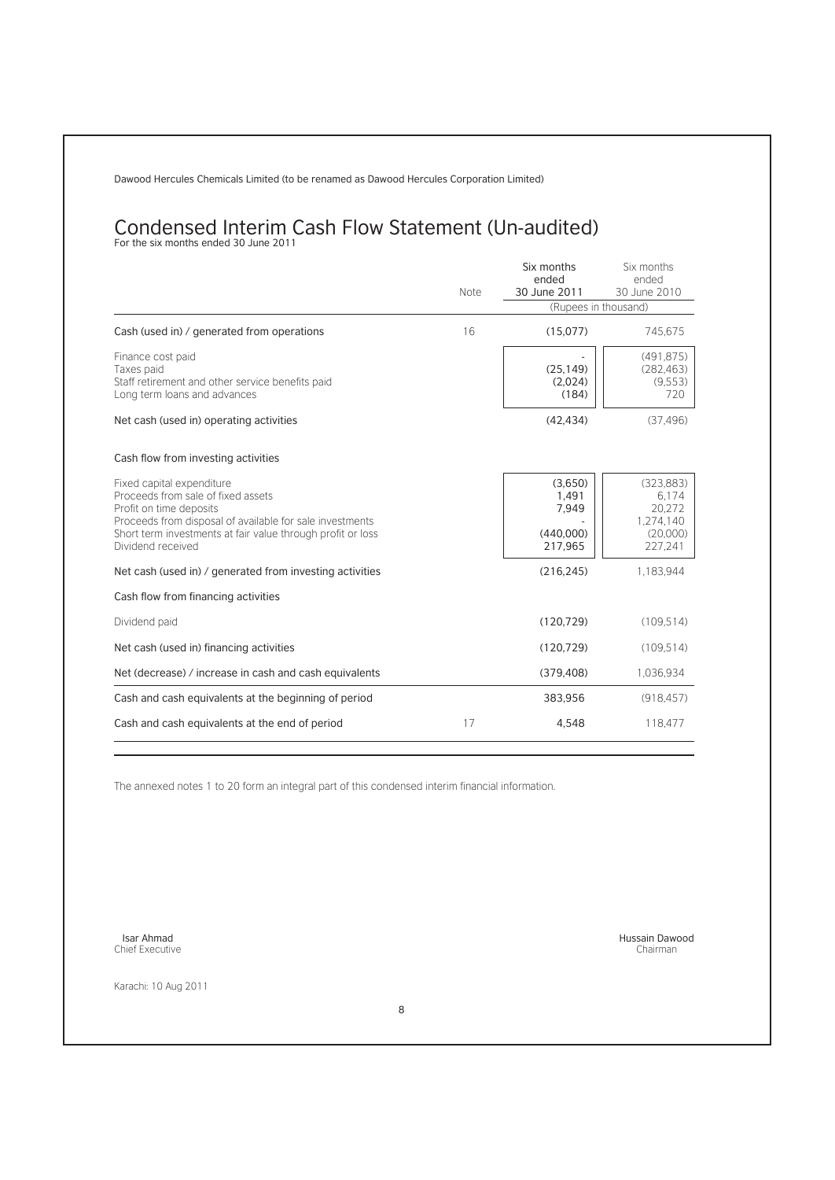Dawood Hercules Chemicals Limited (to be renamed as Dawood Hercules Corporation Limited)

# Condensed Interim Cash Flow Statement (Un-audited)

For the six months ended 30 June 2011

| | Note | Six months ended 30 June 2011 | Six months ended 30 June 2010 |
|---|---|---|---|
| | | (Rupees in thousand) | |
| Cash (used in) / generated from operations | 16 | (15,077) | 745,675 |
| Finance cost paid | | - | (491,875) |
| Taxes paid | | (25,149) | (282,463) |
| Staff retirement and other service benefits paid | | (2,024) | (9,553) |
| Long term loans and advances | | (184) | 720 |
| Net cash (used in) operating activities | | (42,434) | (37,496) |
| **Cash flow from investing activities** | | | |
| Fixed capital expenditure | | (3,650) | (323,883) |
| Proceeds from sale of fixed assets | | 1,491 | 6,174 |
| Profit on time deposits | | 7,949 | 20,272 |
| Proceeds from disposal of available for sale investments | | - | 1,274,140 |
| Short term investments at fair value through profit or loss | | (440,000) | (20,000) |
| Dividend received | | 217,965 | 227,241 |
| Net cash (used in) / generated from investing activities | | (216,245) | 1,183,944 |
| **Cash flow from financing activities** | | | |
| Dividend paid | | (120,729) | (109,514) |
| Net cash (used in) financing activities | | (120,729) | (109,514) |
| Net (decrease) / increase in cash and cash equivalents | | (379,408) | 1,036,934 |
| Cash and cash equivalents at the beginning of period | | 383,956 | (918,457) |
| Cash and cash equivalents at the end of period | 17 | 4,548 | 118,477 |

The annexed notes 1 to 20 form an integral part of this condensed interim financial information.

Isar Ahmad
Chief Executive

Hussain Dawood
Chairman

Karachi: 10 Aug 2011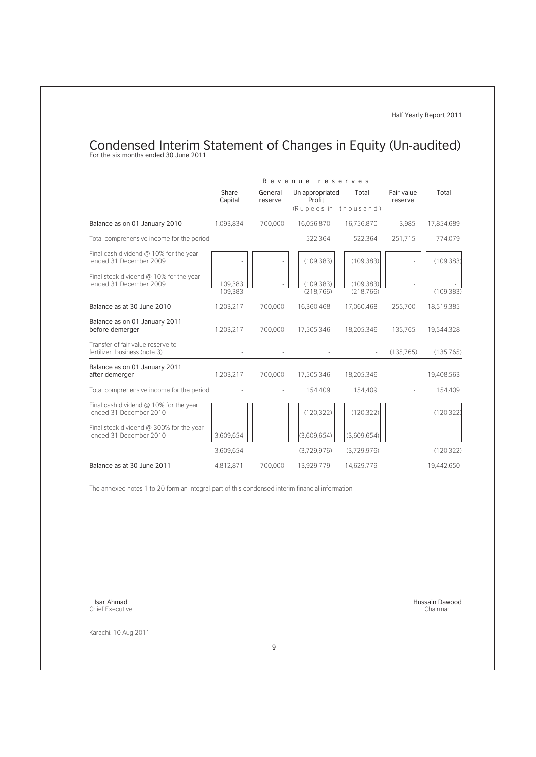# Condensed Interim Statement of Changes in Equity (Un-audited)

For the six months ended 30 June 2011

| | Share Capital | Revenue reserves | | | Fair value reserve | Total |
|---|---|---|---|---|---|---|
| | | General reserve | Un appropriated Profit | Total | | |
| | (Rupees in thousand) | | | | | |
| Balance as on 01 January 2010 | 1,093,834 | 700,000 | 16,056,870 | 16,756,870 | 3,985 | 17,854,689 |
| Total comprehensive income for the period | - | - | 522,364 | 522,364 | 251,715 | 774,079 |
| Final cash dividend @ 10% for the year ended 31 December 2009 | - | - | (109,383) | (109,383) | - | (109,383) |
| Final stock dividend @ 10% for the year ended 31 December 2009 | 109,383 | - | (109,383) | (109,383) | - | - |
| | 109,383 | - | (218,766) | (218,766) | - | (109,383) |
| Balance as at 30 June 2010 | 1,203,217 | 700,000 | 16,360,468 | 17,060,468 | 255,700 | 18,519,385 |
| Balance as on 01 January 2011 before demerger | 1,203,217 | 700,000 | 17,505,346 | 18,205,346 | 135,765 | 19,544,328 |
| Transfer of fair value reserve to fertilizer business (note 3) | - | - | - | - | (135,765) | (135,765) |
| Balance as on 01 January 2011 after demerger | 1,203,217 | 700,000 | 17,505,346 | 18,205,346 | - | 19,408,563 |
| Total comprehensive income for the period | - | - | 154,409 | 154,409 | - | 154,409 |
| Final cash dividend @ 10% for the year ended 31 December 2010 | - | - | (120,322) | (120,322) | - | (120,322) |
| Final stock dividend @ 300% for the year ended 31 December 2010 | 3,609,654 | - | (3,609,654) | (3,609,654) | - | - |
| | 3,609,654 | - | (3,729,976) | (3,729,976) | - | (120,322) |
| Balance as at 30 June 2011 | 4,812,871 | 700,000 | 13,929,779 | 14,629,779 | - | 19,442,650 |

The annexed notes 1 to 20 form an integral part of this condensed interim financial information.

Isar Ahmad
Chief Executive

Hussain Dawood
Chairman

Karachi: 10 Aug 2011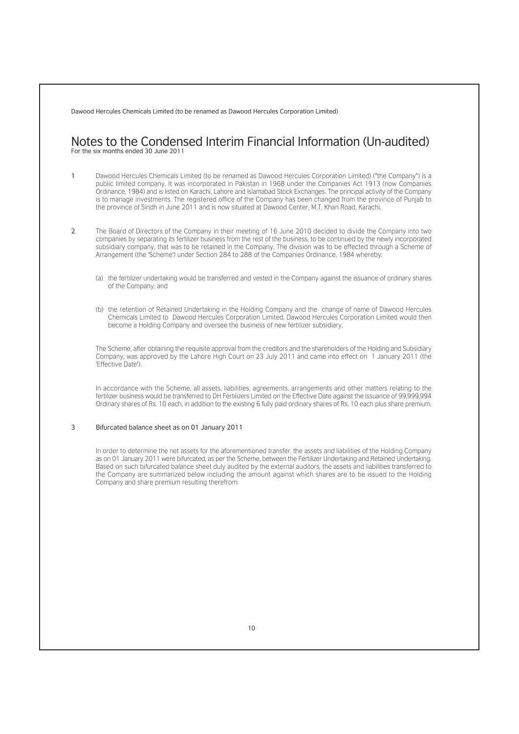Dawood Hercules Chemicals Limited (to be renamed as Dawood Hercules Corporation Limited)

# Notes to the Condensed Interim Financial Information (Un-audited)

For the six months ended 30 June 2011

1. Dawood Hercules Chemicals Limited (to be renamed as Dawood Hercules Corporation Limited) ("the Company") is a public limited company. It was incorporated in Pakistan in 1968 under the Companies Act 1913 (now Companies Ordinance, 1984) and is listed on Karachi, Lahore and Islamabad Stock Exchanges. The principal activity of the Company is to manage investments. The registered office of the Company has been changed from the province of Punjab to the province of Sindh in June 2011 and is now situated at Dawood Center, M.T. Khan Road, Karachi.

2. The Board of Directors of the Company in their meeting of 16 June 2010 decided to divide the Company into two companies by separating its fertilizer business from the rest of the business, to be continued by the newly incorporated subsidiary company, that was to be retained in the Company. The division was to be effected through a Scheme of Arrangement (the 'Scheme') under Section 284 to 288 of the Companies Ordinance, 1984 whereby:

   (a) the fertilizer undertaking would be transferred and vested in the Company against the issuance of ordinary shares of the Company; and

   (b) the retention of Retained Undertaking in the Holding Company and the change of name of Dawood Hercules Chemicals Limited to Dawood Hercules Corporation Limited. Dawood Hercules Corporation Limited would then become a Holding Company and oversee the business of new fertilizer subsidiary.

   The Scheme, after obtaining the requisite approval from the creditors and the shareholders of the Holding and Subsidiary Company, was approved by the Lahore High Court on 23 July 2011 and came into effect on 1 January 2011 (the 'Effective Date').

   In accordance with the Scheme, all assets, liabilities, agreements, arrangements and other matters relating to the fertilizer business would be transferred to DH Fertilizers Limited on the Effective Date against the issuance of 99,999,994 Ordinary shares of Rs. 10 each, in addition to the existing 6 fully paid ordinary shares of Rs. 10 each plus share premium.

3. Bifurcated balance sheet as on 01 January 2011

   In order to determine the net assets for the aforementioned transfer, the assets and liabilities of the Holding Company as on 01 January 2011 were bifurcated, as per the Scheme, between the Fertilizer Undertaking and Retained Undertaking. Based on such bifurcated balance sheet duly audited by the external auditors, the assets and liabilities transferred to the Company are summarized below including the amount against which shares are to be issued to the Holding Company and share premium resulting therefrom: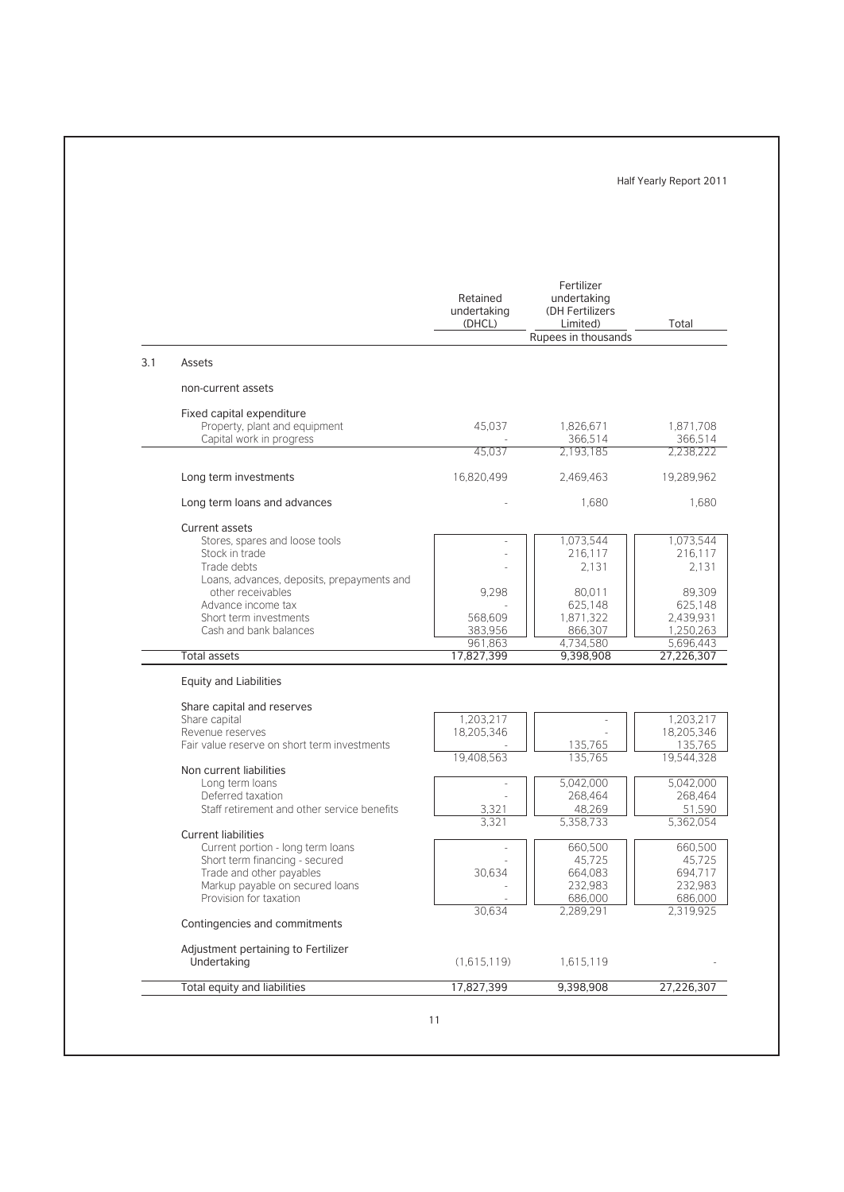| | Retained undertaking (DHCL) | Fertilizer undertaking (DH Fertilizers Limited) | Total |
|---|---|---|---|
| | | Rupees in thousands | |
| **3.1 Assets** | | | |
| non-current assets | | | |
| Fixed capital expenditure | | | |
| Property, plant and equipment | 45,037 | 1,826,671 | 1,871,708 |
| Capital work in progress | - | 366,514 | 366,514 |
| | 45,037 | 2,193,185 | 2,238,222 |
| Long term investments | 16,820,499 | 2,469,463 | 19,289,962 |
| Long term loans and advances | - | 1,680 | 1,680 |
| Current assets | | | |
| Stores, spares and loose tools | - | 1,073,544 | 1,073,544 |
| Stock in trade | - | 216,117 | 216,117 |
| Trade debts | - | 2,131 | 2,131 |
| Loans, advances, deposits, prepayments and other receivables | 9,298 | 80,011 | 89,309 |
| Advance income tax | - | 625,148 | 625,148 |
| Short term investments | 568,609 | 1,871,322 | 2,439,931 |
| Cash and bank balances | 383,956 | 866,307 | 1,250,263 |
| | 961,863 | 4,734,580 | 5,696,443 |
| Total assets | 17,827,399 | 9,398,908 | 27,226,307 |
| **Equity and Liabilities** | | | |
| Share capital and reserves | | | |
| Share capital | 1,203,217 | - | 1,203,217 |
| Revenue reserves | 18,205,346 | - | 18,205,346 |
| Fair value reserve on short term investments | - | 135,765 | 135,765 |
| | 19,408,563 | 135,765 | 19,544,328 |
| Non current liabilities | | | |
| Long term loans | - | 5,042,000 | 5,042,000 |
| Deferred taxation | - | 268,464 | 268,464 |
| Staff retirement and other service benefits | 3,321 | 48,269 | 51,590 |
| | 3,321 | 5,358,733 | 5,362,054 |
| Current liabilities | | | |
| Current portion - long term loans | - | 660,500 | 660,500 |
| Short term financing - secured | - | 45,725 | 45,725 |
| Trade and other payables | 30,634 | 664,083 | 694,717 |
| Markup payable on secured loans | - | 232,983 | 232,983 |
| Provision for taxation | - | 686,000 | 686,000 |
| | 30,634 | 2,289,291 | 2,319,925 |
| Contingencies and commitments | | | |
| Adjustment pertaining to Fertilizer Undertaking | (1,615,119) | 1,615,119 | - |
| Total equity and liabilities | 17,827,399 | 9,398,908 | 27,226,307 |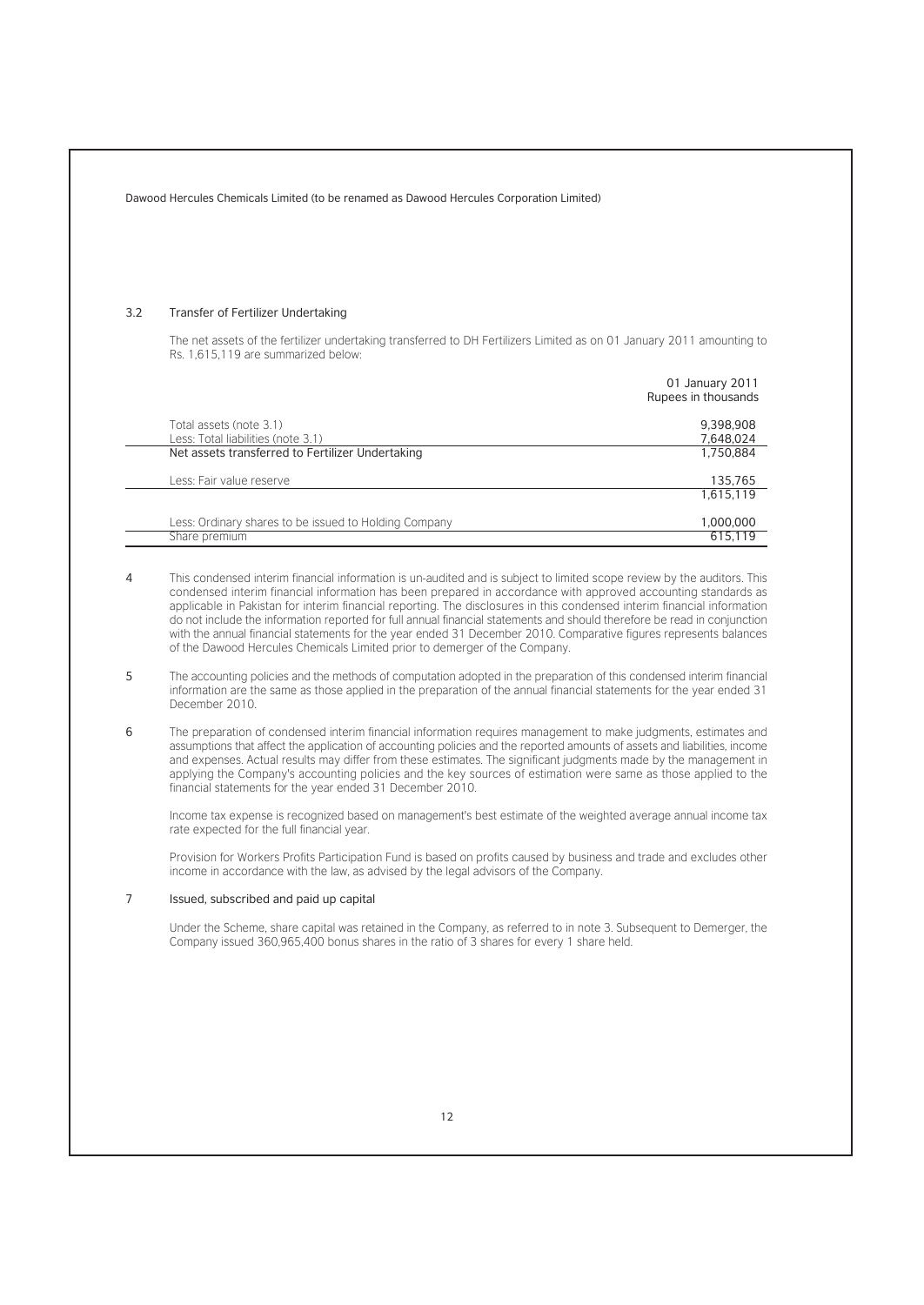### 3.2 Transfer of Fertilizer Undertaking

The net assets of the fertilizer undertaking transferred to DH Fertilizers Limited as on 01 January 2011 amounting to Rs. 1,615,119 are summarized below:

| | 01 January 2011<br>Rupees in thousands |
|---|---|
| Total assets (note 3.1) | 9,398,908 |
| Less: Total liabilities (note 3.1) | 7,648,024 |
| Net assets transferred to Fertilizer Undertaking | 1,750,884 |
| Less: Fair value reserve | 135,765 |
| | 1,615,119 |
| Less: Ordinary shares to be issued to Holding Company | 1,000,000 |
| Share premium | 615,119 |

4 This condensed interim financial information is un-audited and is subject to limited scope review by the auditors. This condensed interim financial information has been prepared in accordance with approved accounting standards as applicable in Pakistan for interim financial reporting. The disclosures in this condensed interim financial information do not include the information reported for full annual financial statements and should therefore be read in conjunction with the annual financial statements for the year ended 31 December 2010. Comparative figures represents balances of the Dawood Hercules Chemicals Limited prior to demerger of the Company.

5 The accounting policies and the methods of computation adopted in the preparation of this condensed interim financial information are the same as those applied in the preparation of the annual financial statements for the year ended 31 December 2010.

6 The preparation of condensed interim financial information requires management to make judgments, estimates and assumptions that affect the application of accounting policies and the reported amounts of assets and liabilities, income and expenses. Actual results may differ from these estimates. The significant judgments made by the management in applying the Company's accounting policies and the key sources of estimation were same as those applied to the financial statements for the year ended 31 December 2010.

Income tax expense is recognized based on management's best estimate of the weighted average annual income tax rate expected for the full financial year.

Provision for Workers Profits Participation Fund is based on profits caused by business and trade and excludes other income in accordance with the law, as advised by the legal advisors of the Company.

### 7 Issued, subscribed and paid up capital

Under the Scheme, share capital was retained in the Company, as referred to in note 3. Subsequent to Demerger, the Company issued 360,965,400 bonus shares in the ratio of 3 shares for every 1 share held.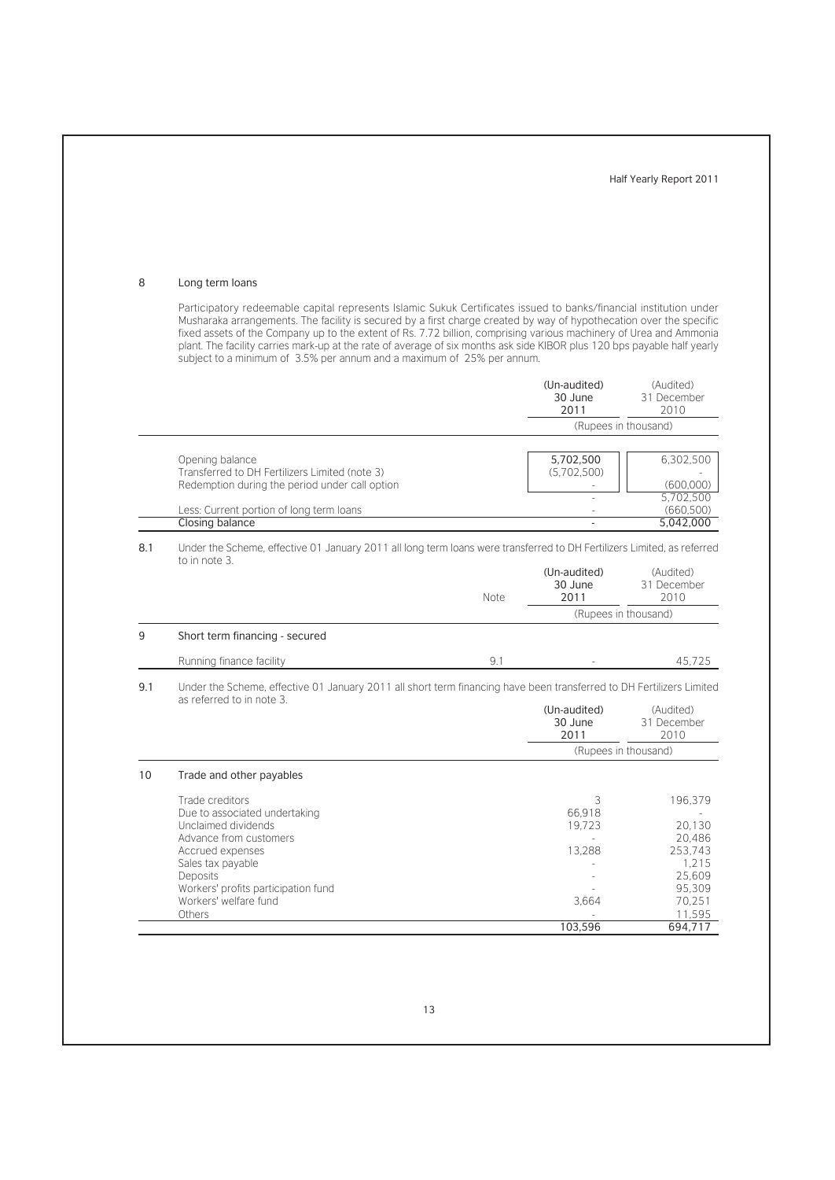## 8 Long term loans

Participatory redeemable capital represents Islamic Sukuk Certificates issued to banks/financial institution under Musharaka arrangements. The facility is secured by a first charge created by way of hypothecation over the specific fixed assets of the Company up to the extent of Rs. 7.72 billion, comprising various machinery of Urea and Ammonia plant. The facility carries mark-up at the rate of average of six months ask side KIBOR plus 120 bps payable half yearly subject to a minimum of 3.5% per annum and a maximum of 25% per annum.

| | (Un-audited) 30 June 2011 | (Audited) 31 December 2010 |
|---|---|---|
| | (Rupees in thousand) | |
| Opening balance | 5,702,500 | 6,302,500 |
| Transferred to DH Fertilizers Limited (note 3) | (5,702,500) | - |
| Redemption during the period under call option | - | (600,000) |
| | - | 5,702,500 |
| Less: Current portion of long term loans | - | (660,500) |
| Closing balance | - | 5,042,000 |

8.1 Under the Scheme, effective 01 January 2011 all long term loans were transferred to DH Fertilizers Limited, as referred to in note 3.

| | Note | (Un-audited) 30 June 2011 | (Audited) 31 December 2010 |
|---|---|---|---|
| | | (Rupees in thousand) | |
| **9 Short term financing - secured** | | | |
| Running finance facility | 9.1 | - | 45,725 |

9.1 Under the Scheme, effective 01 January 2011 all short term financing have been transferred to DH Fertilizers Limited as referred to in note 3.

| | (Un-audited) 30 June 2011 | (Audited) 31 December 2010 |
|---|---|---|
| | (Rupees in thousand) | |
| **10 Trade and other payables** | | |
| Trade creditors | 3 | 196,379 |
| Due to associated undertaking | 66,918 | - |
| Unclaimed dividends | 19,723 | 20,130 |
| Advance from customers | - | 20,486 |
| Accrued expenses | 13,288 | 253,743 |
| Sales tax payable | - | 1,215 |
| Deposits | - | 25,609 |
| Workers' profits participation fund | - | 95,309 |
| Workers' welfare fund | 3,664 | 70,251 |
| Others | - | 11,595 |
| | 103,596 | 694,717 |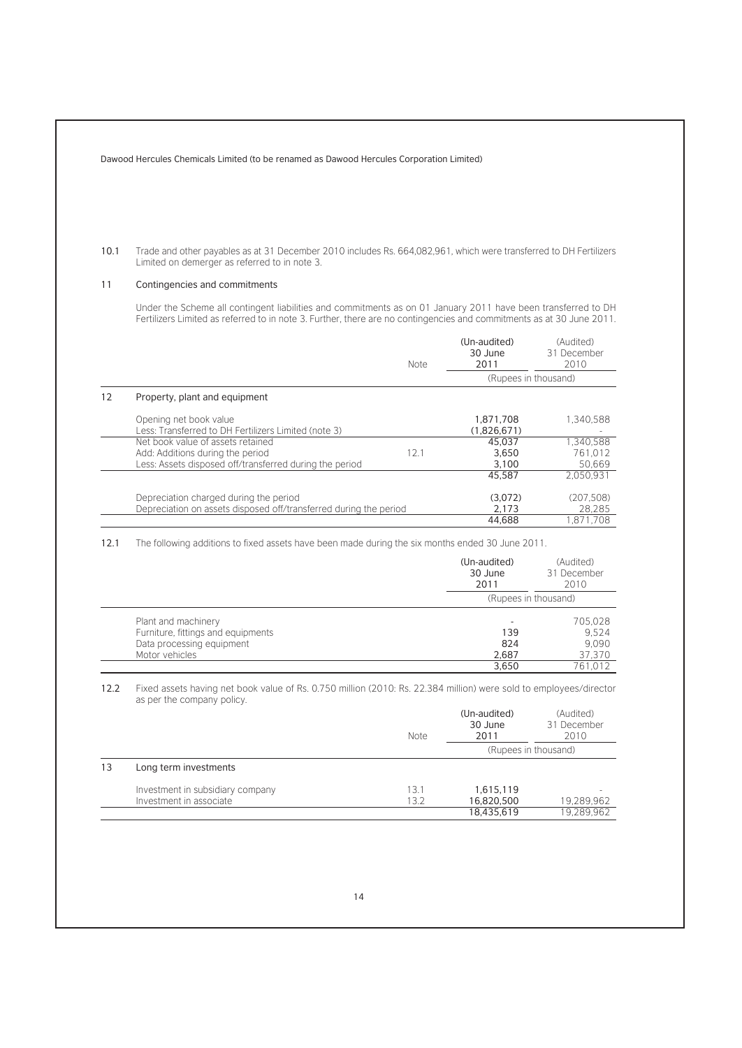10.1 Trade and other payables as at 31 December 2010 includes Rs. 664,082,961, which were transferred to DH Fertilizers Limited on demerger as referred to in note 3.

## 11 Contingencies and commitments

Under the Scheme all contingent liabilities and commitments as on 01 January 2011 have been transferred to DH Fertilizers Limited as referred to in note 3. Further, there are no contingencies and commitments as at 30 June 2011.

| | Note | (Un-audited) 30 June 2011 | (Audited) 31 December 2010 |
|---|---|---|---|
| | | (Rupees in thousand) | |
| **12 Property, plant and equipment** | | | |
| Opening net book value | | 1,871,708 | 1,340,588 |
| Less: Transferred to DH Fertilizers Limited (note 3) | | (1,826,671) | - |
| Net book value of assets retained | | 45,037 | 1,340,588 |
| Add: Additions during the period | 12.1 | 3,650 | 761,012 |
| Less: Assets disposed off/transferred during the period | | 3,100 | 50,669 |
| | | 45,587 | 2,050,931 |
| Depreciation charged during the period | | (3,072) | (207,508) |
| Depreciation on assets disposed off/transferred during the period | | 2,173 | 28,285 |
| | | 44,688 | 1,871,708 |

12.1 The following additions to fixed assets have been made during the six months ended 30 June 2011.

| | (Un-audited) 30 June 2011 | (Audited) 31 December 2010 |
|---|---|---|
| | (Rupees in thousand) | |
| Plant and machinery | - | 705,028 |
| Furniture, fittings and equipments | 139 | 9,524 |
| Data processing equipment | 824 | 9,090 |
| Motor vehicles | 2,687 | 37,370 |
| | 3,650 | 761,012 |

12.2 Fixed assets having net book value of Rs. 0.750 million (2010: Rs. 22.384 million) were sold to employees/director as per the company policy.

| | Note | (Un-audited) 30 June 2011 | (Audited) 31 December 2010 |
|---|---|---|---|
| | | (Rupees in thousand) | |
| **13 Long term investments** | | | |
| Investment in subsidiary company | 13.1 | 1,615,119 | - |
| Investment in associate | 13.2 | 16,820,500 | 19,289,962 |
| | | 18,435,619 | 19,289,962 |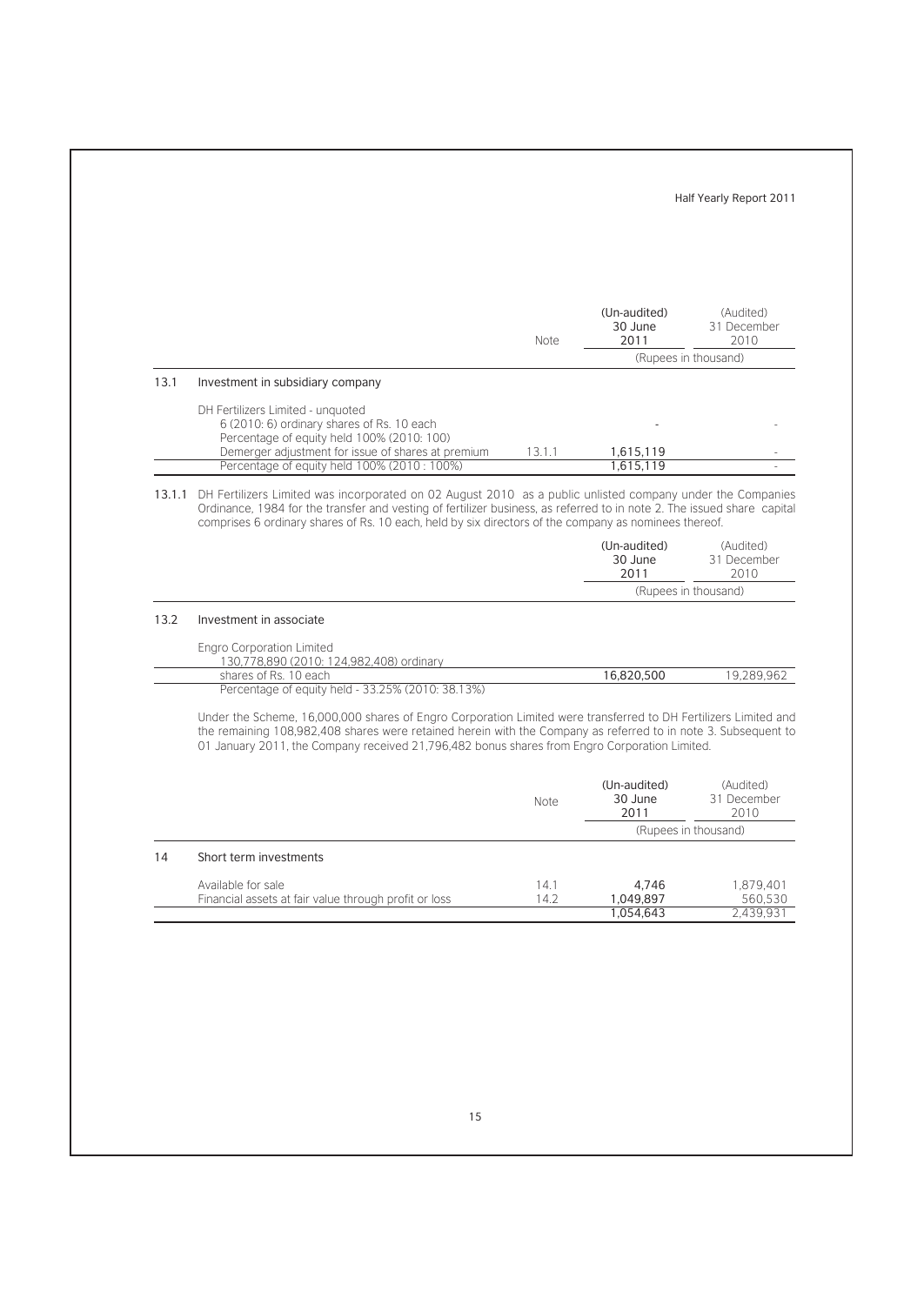| | | Note | (Un-audited) 30 June 2011 | (Audited) 31 December 2010 |
|---|---|---|---|---|
| | | | (Rupees in thousand) | |
| 13.1 | Investment in subsidiary company | | | |
| | DH Fertilizers Limited - unquoted 6 (2010: 6) ordinary shares of Rs. 10 each Percentage of equity held 100% (2010: 100) | | - | - |
| | Demerger adjustment for issue of shares at premium | 13.1.1 | 1,615,119 | - |
| | Percentage of equity held 100% (2010 : 100%) | | 1,615,119 | - |

13.1.1 DH Fertilizers Limited was incorporated on 02 August 2010 as a public unlisted company under the Companies Ordinance, 1984 for the transfer and vesting of fertilizer business, as referred to in note 2. The issued share capital comprises 6 ordinary shares of Rs. 10 each, held by six directors of the company as nominees thereof.

| | | (Un-audited) 30 June 2011 | (Audited) 31 December 2010 |
|---|---|---|---|
| | | (Rupees in thousand) | |
| 13.2 | Investment in associate | | |
| | Engro Corporation Limited 130,778,890 (2010: 124,982,408) ordinary shares of Rs. 10 each | 16,820,500 | 19,289,962 |
| | Percentage of equity held - 33.25% (2010: 38.13%) | | |

Under the Scheme, 16,000,000 shares of Engro Corporation Limited were transferred to DH Fertilizers Limited and the remaining 108,982,408 shares were retained herein with the Company as referred to in note 3. Subsequent to 01 January 2011, the Company received 21,796,482 bonus shares from Engro Corporation Limited.

| | | Note | (Un-audited) 30 June 2011 | (Audited) 31 December 2010 |
|---|---|---|---|---|
| | | | (Rupees in thousand) | |
| 14 | Short term investments | | | |
| | Available for sale | 14.1 | 4,746 | 1,879,401 |
| | Financial assets at fair value through profit or loss | 14.2 | 1,049,897 | 560,530 |
| | | | 1,054,643 | 2,439,931 |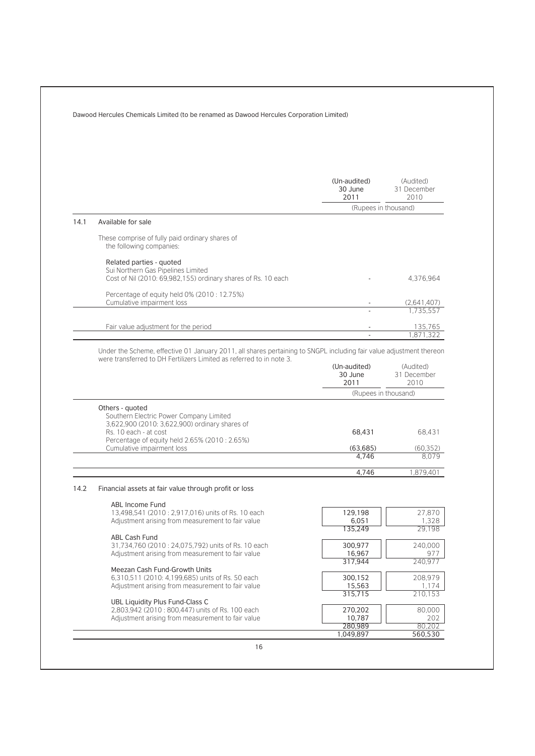| | (Un-audited) 30 June 2011 | (Audited) 31 December 2010 |
|---|---|---|
| | (Rupees in thousand) | |
| **14.1 Available for sale** | | |
| These comprise of fully paid ordinary shares of the following companies: | | |
| Related parties - quoted | | |
| Sui Northern Gas Pipelines Limited | | |
| Cost of Nil (2010: 69,982,155) ordinary shares of Rs. 10 each | - | 4,376,964 |
| Percentage of equity held 0% (2010 : 12.75%) | | |
| Cumulative impairment loss | - | (2,641,407) |
| | - | 1,735,557 |
| Fair value adjustment for the period | - | 135,765 |
| | - | 1,871,322 |

Under the Scheme, effective 01 January 2011, all shares pertaining to SNGPL including fair value adjustment thereon were transferred to DH Fertilizers Limited as referred to in note 3.

| | (Un-audited) 30 June 2011 | (Audited) 31 December 2010 |
|---|---|---|
| | (Rupees in thousand) | |
| Others - quoted | | |
| Southern Electric Power Company Limited | | |
| 3,622,900 (2010: 3,622,900) ordinary shares of Rs. 10 each - at cost | 68,431 | 68,431 |
| Percentage of equity held 2.65% (2010 : 2.65%) | | |
| Cumulative impairment loss | (63,685) | (60,352) |
| | 4,746 | 8,079 |
| | 4,746 | 1,879,401 |

| | (Un-audited) 30 June 2011 | (Audited) 31 December 2010 |
|---|---|---|
| **14.2 Financial assets at fair value through profit or loss** | | |
| ABL Income Fund | | |
| 13,498,541 (2010 : 2,917,016) units of Rs. 10 each | 129,198 | 27,870 |
| Adjustment arising from measurement to fair value | 6,051 | 1,328 |
| | 135,249 | 29,198 |
| ABL Cash Fund | | |
| 31,734,760 (2010 : 24,075,792) units of Rs. 10 each | 300,977 | 240,000 |
| Adjustment arising from measurement to fair value | 16,967 | 977 |
| | 317,944 | 240,977 |
| Meezan Cash Fund-Growth Units | | |
| 6,310,511 (2010: 4,199,685) units of Rs. 50 each | 300,152 | 208,979 |
| Adjustment arising from measurement to fair value | 15,563 | 1,174 |
| | 315,715 | 210,153 |
| UBL Liquidity Plus Fund-Class C | | |
| 2,803,942 (2010 : 800,447) units of Rs. 100 each | 270,202 | 80,000 |
| Adjustment arising from measurement to fair value | 10,787 | 202 |
| | 280,989 | 80,202 |
| | 1,049,897 | 560,530 |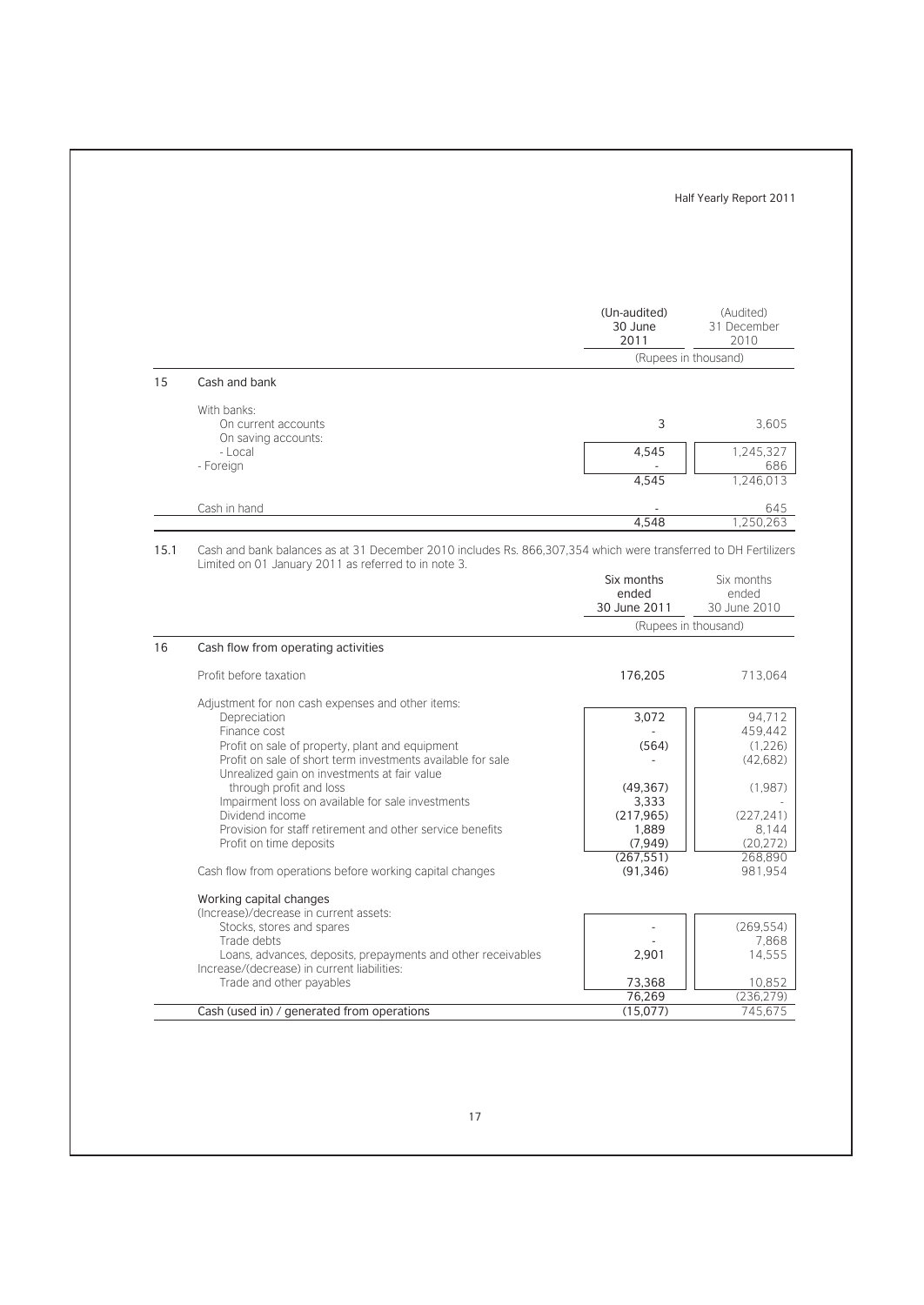| | (Un-audited) 30 June 2011 | (Audited) 31 December 2010 |
|---|---|---|
| | (Rupees in thousand) | |
| **15 Cash and bank** | | |
| With banks: | | |
| On current accounts | 3 | 3,605 |
| On saving accounts: | | |
| - Local | 4,545 | 1,245,327 |
| - Foreign | - | 686 |
| | 4,545 | 1,246,013 |
| Cash in hand | - | 645 |
| | 4,548 | 1,250,263 |

15.1 Cash and bank balances as at 31 December 2010 includes Rs. 866,307,354 which were transferred to DH Fertilizers Limited on 01 January 2011 as referred to in note 3.

| | Six months ended 30 June 2011 | Six months ended 30 June 2010 |
|---|---|---|
| | (Rupees in thousand) | |
| **16 Cash flow from operating activities** | | |
| Profit before taxation | 176,205 | 713,064 |
| Adjustment for non cash expenses and other items: | | |
| Depreciation | 3,072 | 94,712 |
| Finance cost | - | 459,442 |
| Profit on sale of property, plant and equipment | (564) | (1,226) |
| Profit on sale of short term investments available for sale | - | (42,682) |
| Unrealized gain on investments at fair value through profit and loss | (49,367) | (1,987) |
| Impairment loss on available for sale investments | 3,333 | - |
| Dividend income | (217,965) | (227,241) |
| Provision for staff retirement and other service benefits | 1,889 | 8,144 |
| Profit on time deposits | (7,949) | (20,272) |
| | (267,551) | 268,890 |
| Cash flow from operations before working capital changes | (91,346) | 981,954 |
| Working capital changes | | |
| (Increase)/decrease in current assets: | | |
| Stocks, stores and spares | - | (269,554) |
| Trade debts | - | 7,868 |
| Loans, advances, deposits, prepayments and other receivables | 2,901 | 14,555 |
| Increase/(decrease) in current liabilities: | | |
| Trade and other payables | 73,368 | 10,852 |
| | 76,269 | (236,279) |
| Cash (used in) / generated from operations | (15,077) | 745,675 |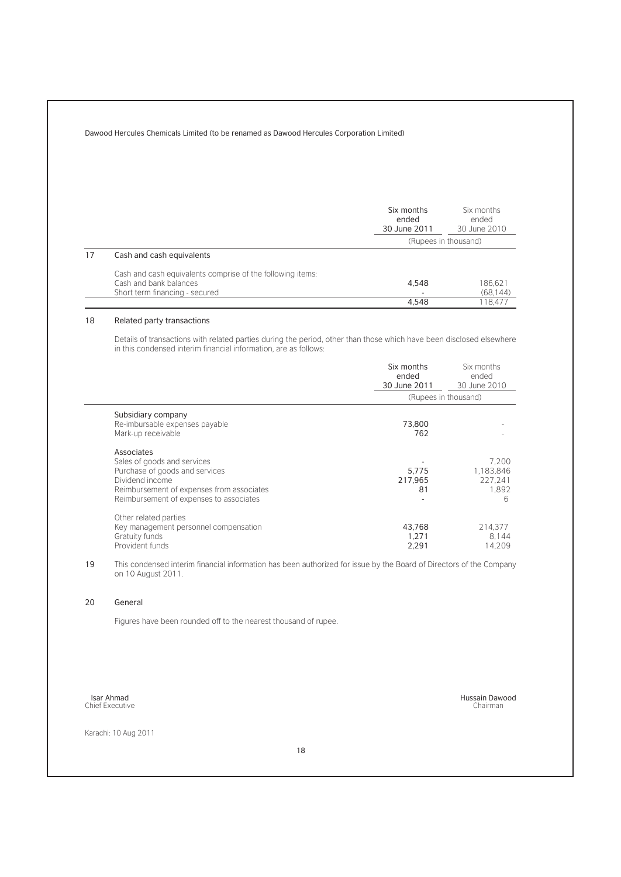|  | Six months ended 30 June 2011 | Six months ended 30 June 2010 |
|---|---|---|
|  | (Rupees in thousand) |  |
| **17 Cash and cash equivalents** |  |  |
| Cash and cash equivalents comprise of the following items: |  |  |
| Cash and bank balances | 4,548 | 186,621 |
| Short term financing - secured | - | (68,144) |
|  | 4,548 | 118,477 |

## 18 Related party transactions

Details of transactions with related parties during the period, other than those which have been disclosed elsewhere in this condensed interim financial information, are as follows:

|  | Six months ended 30 June 2011 | Six months ended 30 June 2010 |
|---|---|---|
|  | (Rupees in thousand) |  |
| **Subsidiary company** |  |  |
| Re-imbursable expenses payable | 73,800 | - |
| Mark-up receivable | 762 | - |
| **Associates** |  |  |
| Sales of goods and services | - | 7,200 |
| Purchase of goods and services | 5,775 | 1,183,846 |
| Dividend income | 217,965 | 227,241 |
| Reimbursement of expenses from associates | 81 | 1,892 |
| Reimbursement of expenses to associates | - | 6 |
| **Other related parties** |  |  |
| Key management personnel compensation | 43,768 | 214,377 |
| Gratuity funds | 1,271 | 8,144 |
| Provident funds | 2,291 | 14,209 |

19 This condensed interim financial information has been authorized for issue by the Board of Directors of the Company on 10 August 2011.

## 20 General

Figures have been rounded off to the nearest thousand of rupee.

Isar Ahmad
Chief Executive

Hussain Dawood
Chairman

Karachi: 10 Aug 2011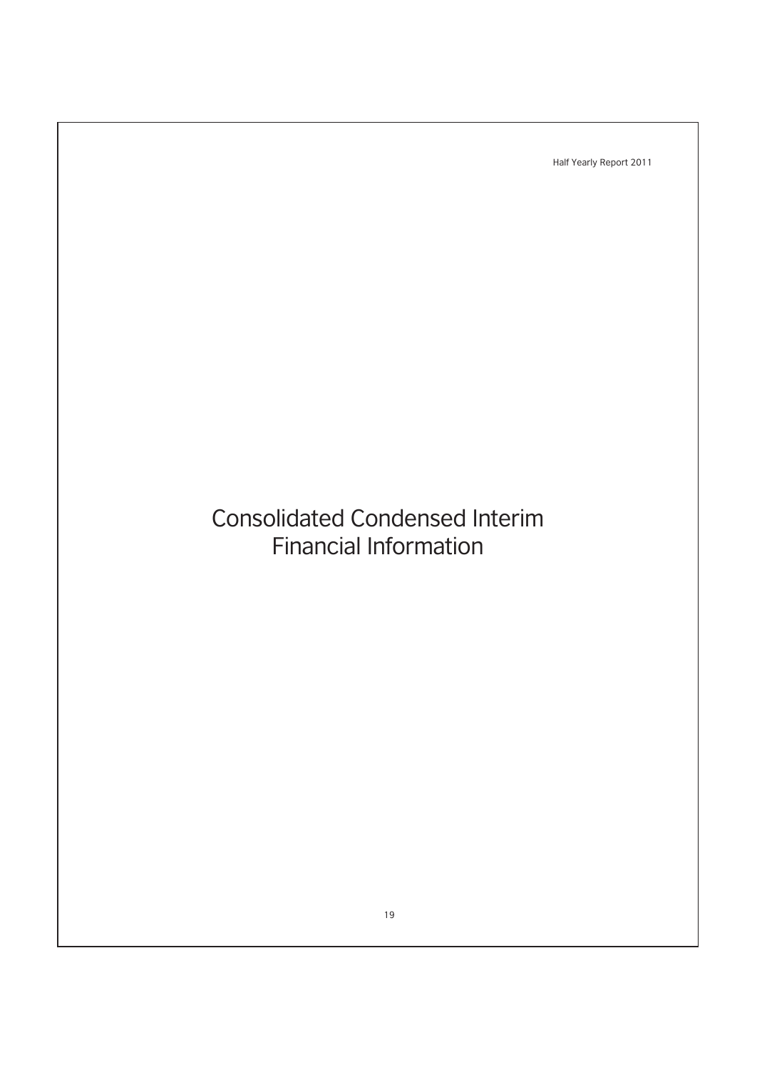# Consolidated Condensed Interim Financial Information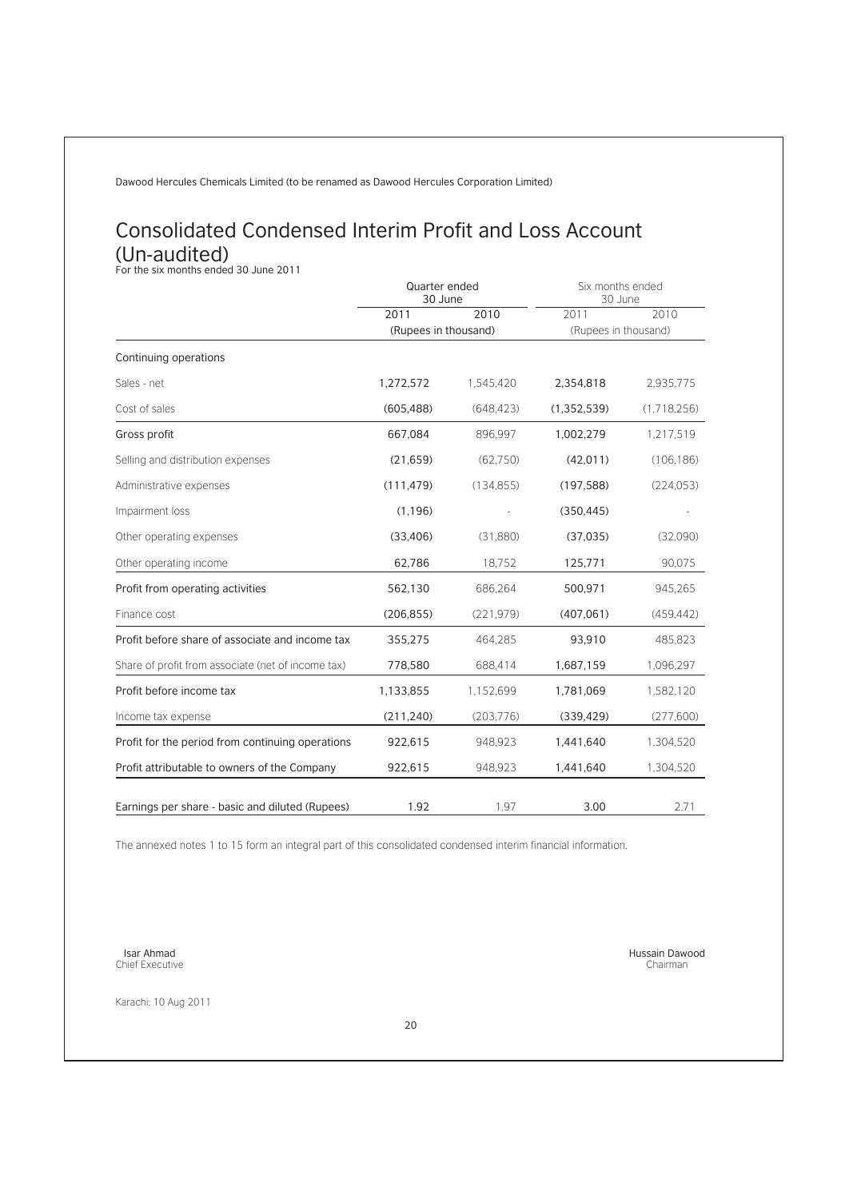Dawood Hercules Chemicals Limited (to be renamed as Dawood Hercules Corporation Limited)

# Consolidated Condensed Interim Profit and Loss Account (Un-audited)

For the six months ended 30 June 2011

| | Quarter ended 30 June | | Six months ended 30 June | |
|---|---|---|---|---|
| | 2011 | 2010 | 2011 | 2010 |
| | (Rupees in thousand) | | (Rupees in thousand) | |
| Continuing operations | | | | |
| Sales - net | 1,272,572 | 1,545,420 | 2,354,818 | 2,935,775 |
| Cost of sales | (605,488) | (648,423) | (1,352,539) | (1,718,256) |
| Gross profit | 667,084 | 896,997 | 1,002,279 | 1,217,519 |
| Selling and distribution expenses | (21,659) | (62,750) | (42,011) | (106,186) |
| Administrative expenses | (111,479) | (134,855) | (197,588) | (224,053) |
| Impairment loss | (1,196) | - | (350,445) | - |
| Other operating expenses | (33,406) | (31,880) | (37,035) | (32,090) |
| Other operating income | 62,786 | 18,752 | 125,771 | 90,075 |
| Profit from operating activities | 562,130 | 686,264 | 500,971 | 945,265 |
| Finance cost | (206,855) | (221,979) | (407,061) | (459,442) |
| Profit before share of associate and income tax | 355,275 | 464,285 | 93,910 | 485,823 |
| Share of profit from associate (net of income tax) | 778,580 | 688,414 | 1,687,159 | 1,096,297 |
| Profit before income tax | 1,133,855 | 1,152,699 | 1,781,069 | 1,582,120 |
| Income tax expense | (211,240) | (203,776) | (339,429) | (277,600) |
| Profit for the period from continuing operations | 922,615 | 948,923 | 1,441,640 | 1,304,520 |
| Profit attributable to owners of the Company | 922,615 | 948,923 | 1,441,640 | 1,304,520 |
| Earnings per share - basic and diluted (Rupees) | 1.92 | 1.97 | 3.00 | 2.71 |

The annexed notes 1 to 15 form an integral part of this consolidated condensed interim financial information.

Isar Ahmad
Chief Executive

Hussain Dawood
Chairman

Karachi: 10 Aug 2011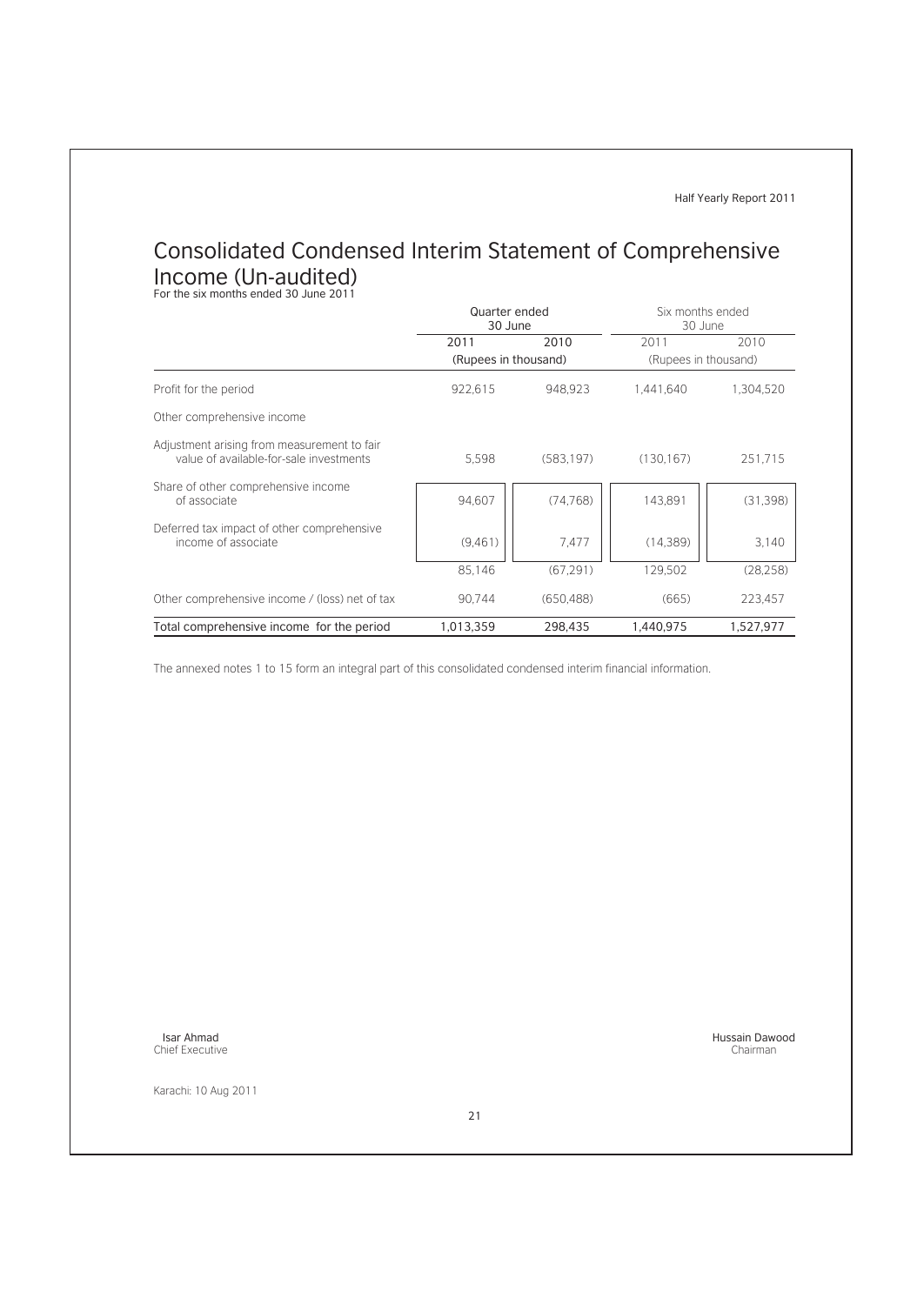# Consolidated Condensed Interim Statement of Comprehensive Income (Un-audited)

For the six months ended 30 June 2011

| | Quarter ended 30 June | | Six months ended 30 June | |
|---|---|---|---|---|
| | 2011 | 2010 | 2011 | 2010 |
| | (Rupees in thousand) | | (Rupees in thousand) | |
| Profit for the period | 922,615 | 948,923 | 1,441,640 | 1,304,520 |
| Other comprehensive income | | | | |
| Adjustment arising from measurement to fair value of available-for-sale investments | 5,598 | (583,197) | (130,167) | 251,715 |
| Share of other comprehensive income of associate | 94,607 | (74,768) | 143,891 | (31,398) |
| Deferred tax impact of other comprehensive income of associate | (9,461) | 7,477 | (14,389) | 3,140 |
| | 85,146 | (67,291) | 129,502 | (28,258) |
| Other comprehensive income / (loss) net of tax | 90,744 | (650,488) | (665) | 223,457 |
| Total comprehensive income for the period | 1,013,359 | 298,435 | 1,440,975 | 1,527,977 |

The annexed notes 1 to 15 form an integral part of this consolidated condensed interim financial information.

Isar Ahmad
Chief Executive

Hussain Dawood
Chairman

Karachi: 10 Aug 2011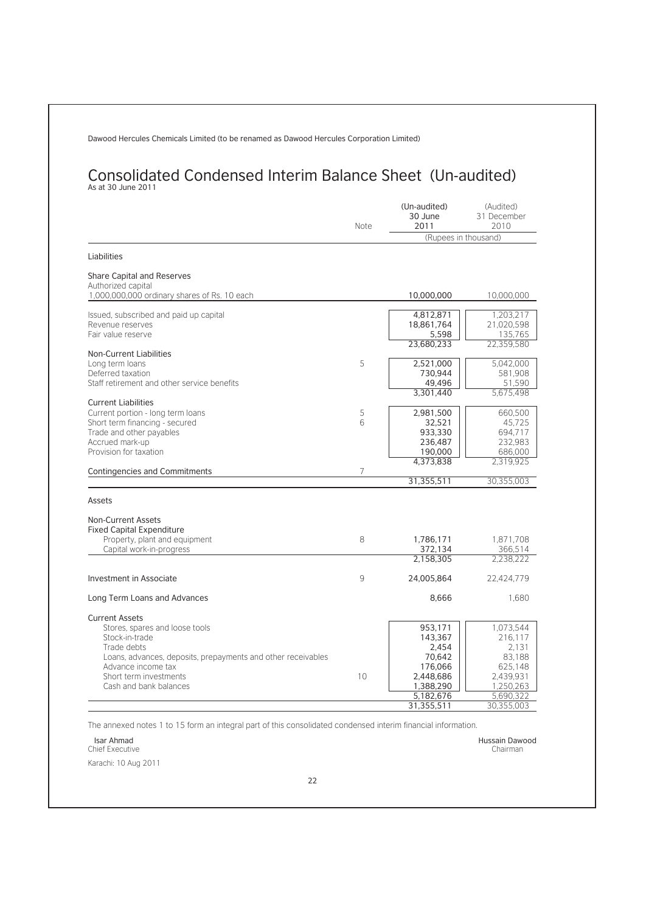Dawood Hercules Chemicals Limited (to be renamed as Dawood Hercules Corporation Limited)

# Consolidated Condensed Interim Balance Sheet (Un-audited)

As at 30 June 2011

| | Note | (Un-audited) 30 June 2011 | (Audited) 31 December 2010 |
|---|---|---|---|
| | | (Rupees in thousand) | |
| **Liabilities** | | | |
| **Share Capital and Reserves** | | | |
| Authorized capital | | | |
| 1,000,000,000 ordinary shares of Rs. 10 each | | 10,000,000 | 10,000,000 |
| Issued, subscribed and paid up capital | | 4,812,871 | 1,203,217 |
| Revenue reserves | | 18,861,764 | 21,020,598 |
| Fair value reserve | | 5,598 | 135,765 |
| | | 23,680,233 | 22,359,580 |
| **Non-Current Liabilities** | | | |
| Long term loans | 5 | 2,521,000 | 5,042,000 |
| Deferred taxation | | 730,944 | 581,908 |
| Staff retirement and other service benefits | | 49,496 | 51,590 |
| | | 3,301,440 | 5,675,498 |
| **Current Liabilities** | | | |
| Current portion - long term loans | 5 | 2,981,500 | 660,500 |
| Short term financing - secured | 6 | 32,521 | 45,725 |
| Trade and other payables | | 933,330 | 694,717 |
| Accrued mark-up | | 236,487 | 232,983 |
| Provision for taxation | | 190,000 | 686,000 |
| | | 4,373,838 | 2,319,925 |
| **Contingencies and Commitments** | 7 | | |
| | | 31,355,511 | 30,355,003 |
| **Assets** | | | |
| **Non-Current Assets** | | | |
| **Fixed Capital Expenditure** | | | |
| Property, plant and equipment | 8 | 1,786,171 | 1,871,708 |
| Capital work-in-progress | | 372,134 | 366,514 |
| | | 2,158,305 | 2,238,222 |
| **Investment in Associate** | 9 | 24,005,864 | 22,424,779 |
| **Long Term Loans and Advances** | | 8,666 | 1,680 |
| **Current Assets** | | | |
| Stores, spares and loose tools | | 953,171 | 1,073,544 |
| Stock-in-trade | | 143,367 | 216,117 |
| Trade debts | | 2,454 | 2,131 |
| Loans, advances, deposits, prepayments and other receivables | | 70,642 | 83,188 |
| Advance income tax | | 176,066 | 625,148 |
| Short term investments | 10 | 2,448,686 | 2,439,931 |
| Cash and bank balances | | 1,388,290 | 1,250,263 |
| | | 5,182,676 | 5,690,322 |
| | | 31,355,511 | 30,355,003 |

The annexed notes 1 to 15 form an integral part of this consolidated condensed interim financial information.

Isar Ahmad
Chief Executive

Hussain Dawood
Chairman

Karachi: 10 Aug 2011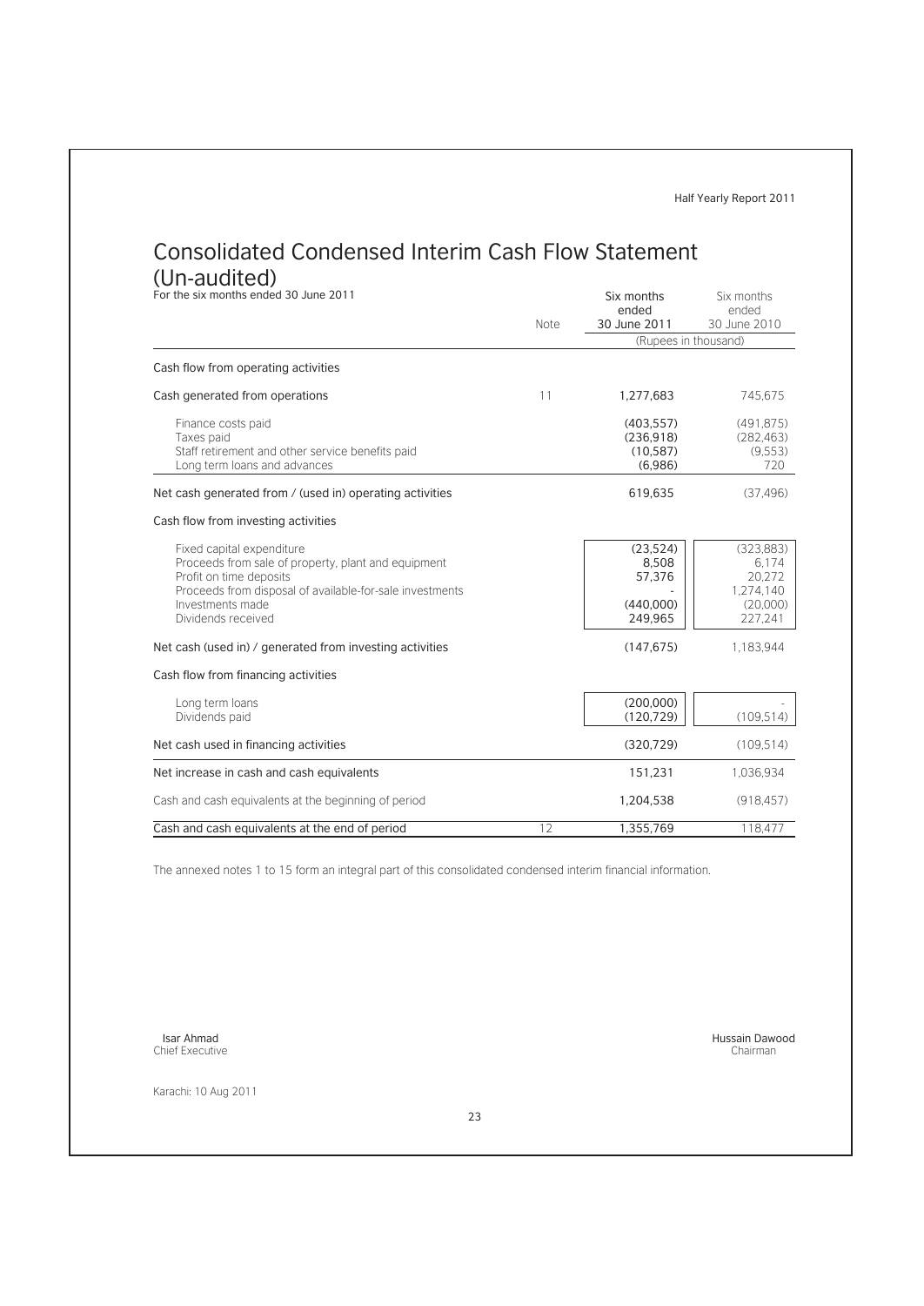# Consolidated Condensed Interim Cash Flow Statement (Un-audited)

For the six months ended 30 June 2011

| | Note | Six months ended 30 June 2011 | Six months ended 30 June 2010 |
|---|---|---|---|
| | | (Rupees in thousand) | |
| **Cash flow from operating activities** | | | |
| Cash generated from operations | 11 | 1,277,683 | 745,675 |
| Finance costs paid | | (403,557) | (491,875) |
| Taxes paid | | (236,918) | (282,463) |
| Staff retirement and other service benefits paid | | (10,587) | (9,553) |
| Long term loans and advances | | (6,986) | 720 |
| Net cash generated from / (used in) operating activities | | 619,635 | (37,496) |
| **Cash flow from investing activities** | | | |
| Fixed capital expenditure | | (23,524) | (323,883) |
| Proceeds from sale of property, plant and equipment | | 8,508 | 6,174 |
| Profit on time deposits | | 57,376 | 20,272 |
| Proceeds from disposal of available-for-sale investments | | - | 1,274,140 |
| Investments made | | (440,000) | (20,000) |
| Dividends received | | 249,965 | 227,241 |
| Net cash (used in) / generated from investing activities | | (147,675) | 1,183,944 |
| **Cash flow from financing activities** | | | |
| Long term loans | | (200,000) | - |
| Dividends paid | | (120,729) | (109,514) |
| Net cash used in financing activities | | (320,729) | (109,514) |
| Net increase in cash and cash equivalents | | 151,231 | 1,036,934 |
| Cash and cash equivalents at the beginning of period | | 1,204,538 | (918,457) |
| Cash and cash equivalents at the end of period | 12 | 1,355,769 | 118,477 |

The annexed notes 1 to 15 form an integral part of this consolidated condensed interim financial information.

Isar Ahmad
Chief Executive

Hussain Dawood
Chairman

Karachi: 10 Aug 2011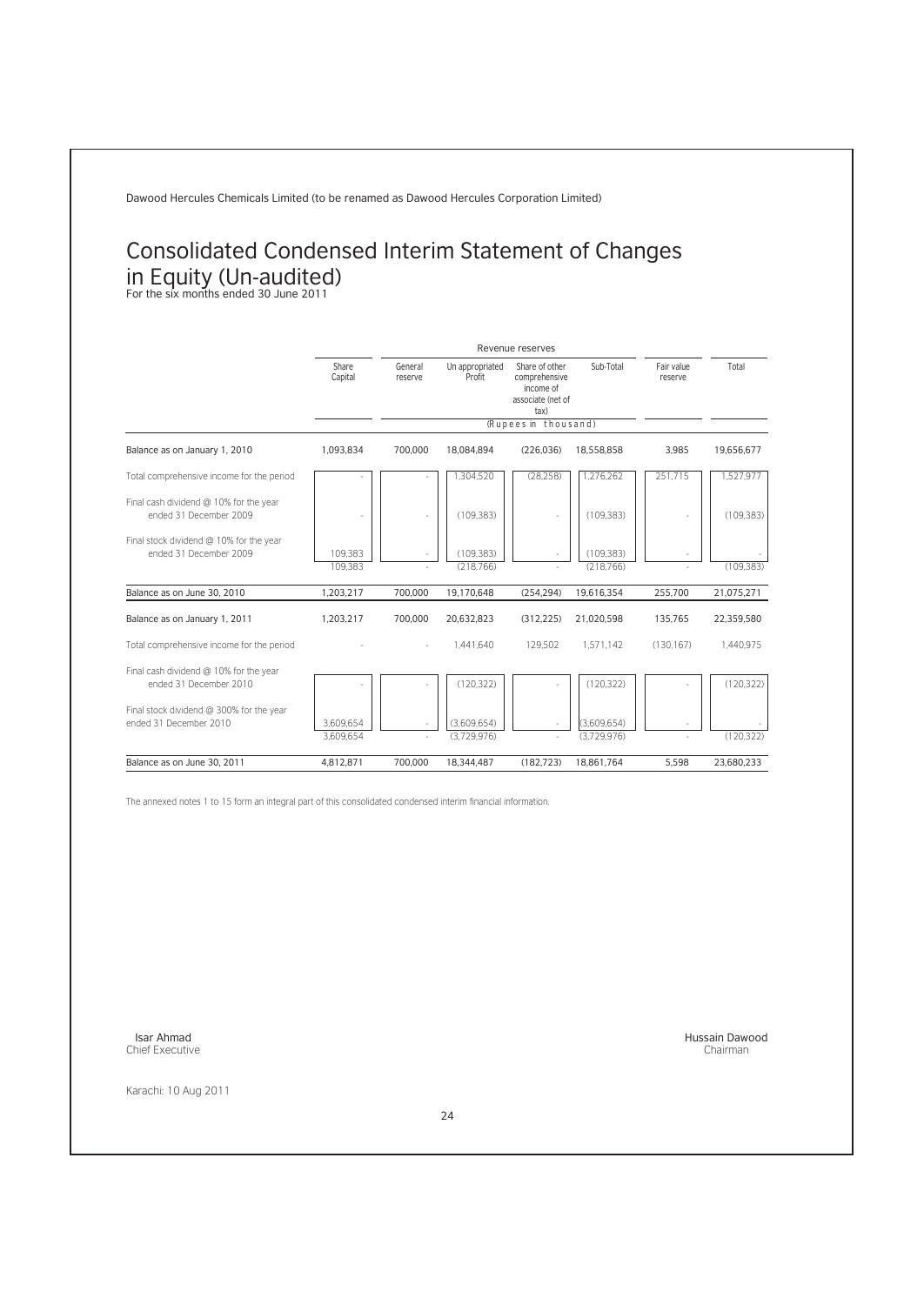Dawood Hercules Chemicals Limited (to be renamed as Dawood Hercules Corporation Limited)

# Consolidated Condensed Interim Statement of Changes in Equity (Un-audited)

For the six months ended 30 June 2011

| | Share Capital | Revenue reserves | | | | Fair value reserve | Total |
|---|---|---|---|---|---|---|---|
| | | General reserve | Un appropriated Profit | Share of other comprehensive income of associate (net of tax) | Sub-Total | | |
| | (Rupees in thousand) | | | | | | |
| Balance as on January 1, 2010 | 1,093,834 | 700,000 | 18,084,894 | (226,036) | 18,558,858 | 3,985 | 19,656,677 |
| Total comprehensive income for the period | - | - | 1,304,520 | (28,258) | 1,276,262 | 251,715 | 1,527,977 |
| Final cash dividend @ 10% for the year ended 31 December 2009 | - | - | (109,383) | - | (109,383) | - | (109,383) |
| Final stock dividend @ 10% for the year ended 31 December 2009 | 109,383 | - | (109,383) | - | (109,383) | - | - |
| | 109,383 | - | (218,766) | - | (218,766) | - | (109,383) |
| Balance as on June 30, 2010 | 1,203,217 | 700,000 | 19,170,648 | (254,294) | 19,616,354 | 255,700 | 21,075,271 |
| Balance as on January 1, 2011 | 1,203,217 | 700,000 | 20,632,823 | (312,225) | 21,020,598 | 135,765 | 22,359,580 |
| Total comprehensive income for the period | - | - | 1,441,640 | 129,502 | 1,571,142 | (130,167) | 1,440,975 |
| Final cash dividend @ 10% for the year ended 31 December 2010 | - | - | (120,322) | - | (120,322) | - | (120,322) |
| Final stock dividend @ 300% for the year ended 31 December 2010 | 3,609,654 | - | (3,609,654) | - | (3,609,654) | - | - |
| | 3,609,654 | - | (3,729,976) | - | (3,729,976) | - | (120,322) |
| Balance as on June 30, 2011 | 4,812,871 | 700,000 | 18,344,487 | (182,723) | 18,861,764 | 5,598 | 23,680,233 |

The annexed notes 1 to 15 form an integral part of this consolidated condensed interim financial information.

Isar Ahmad
Chief Executive

Hussain Dawood
Chairman

Karachi: 10 Aug 2011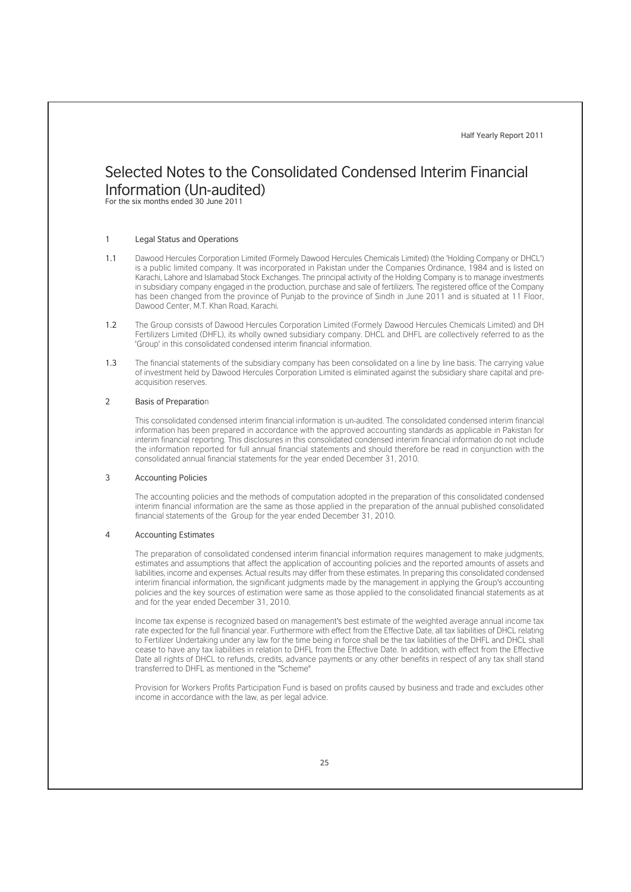# Selected Notes to the Consolidated Condensed Interim Financial Information (Un-audited)

For the six months ended 30 June 2011

## 1 Legal Status and Operations

1.1 Dawood Hercules Corporation Limited (Formely Dawood Hercules Chemicals Limited) (the 'Holding Company or DHCL') is a public limited company. It was incorporated in Pakistan under the Companies Ordinance, 1984 and is listed on Karachi, Lahore and Islamabad Stock Exchanges. The principal activity of the Holding Company is to manage investments in subsidiary company engaged in the production, purchase and sale of fertilizers. The registered office of the Company has been changed from the province of Punjab to the province of Sindh in June 2011 and is situated at 11 Floor, Dawood Center, M.T. Khan Road, Karachi.

1.2 The Group consists of Dawood Hercules Corporation Limited (Formely Dawood Hercules Chemicals Limited) and DH Fertilizers Limited (DHFL), its wholly owned subsidiary company. DHCL and DHFL are collectively referred to as the 'Group' in this consolidated condensed interim financial information.

1.3 The financial statements of the subsidiary company has been consolidated on a line by line basis. The carrying value of investment held by Dawood Hercules Corporation Limited is eliminated against the subsidiary share capital and pre-acquisition reserves.

## 2 Basis of Preparation

This consolidated condensed interim financial information is un-audited. The consolidated condensed interim financial information has been prepared in accordance with the approved accounting standards as applicable in Pakistan for interim financial reporting. This disclosures in this consolidated condensed interim financial information do not include the information reported for full annual financial statements and should therefore be read in conjunction with the consolidated annual financial statements for the year ended December 31, 2010.

## 3 Accounting Policies

The accounting policies and the methods of computation adopted in the preparation of this consolidated condensed interim financial information are the same as those applied in the preparation of the annual published consolidated financial statements of the Group for the year ended December 31, 2010.

## 4 Accounting Estimates

The preparation of consolidated condensed interim financial information requires management to make judgments, estimates and assumptions that affect the application of accounting policies and the reported amounts of assets and liabilities, income and expenses. Actual results may differ from these estimates. In preparing this consolidated condensed interim financial information, the significant judgments made by the management in applying the Group's accounting policies and the key sources of estimation were same as those applied to the consolidated financial statements as at and for the year ended December 31, 2010.

Income tax expense is recognized based on management's best estimate of the weighted average annual income tax rate expected for the full financial year. Furthermore with effect from the Effective Date, all tax liabilities of DHCL relating to Fertilizer Undertaking under any law for the time being in force shall be the tax liabilities of the DHFL and DHCL shall cease to have any tax liabilities in relation to DHFL from the Effective Date. In addition, with effect from the Effective Date all rights of DHCL to refunds, credits, advance payments or any other benefits in respect of any tax shall stand transferred to DHFL as mentioned in the "Scheme"

Provision for Workers Profits Participation Fund is based on profits caused by business and trade and excludes other income in accordance with the law, as per legal advice.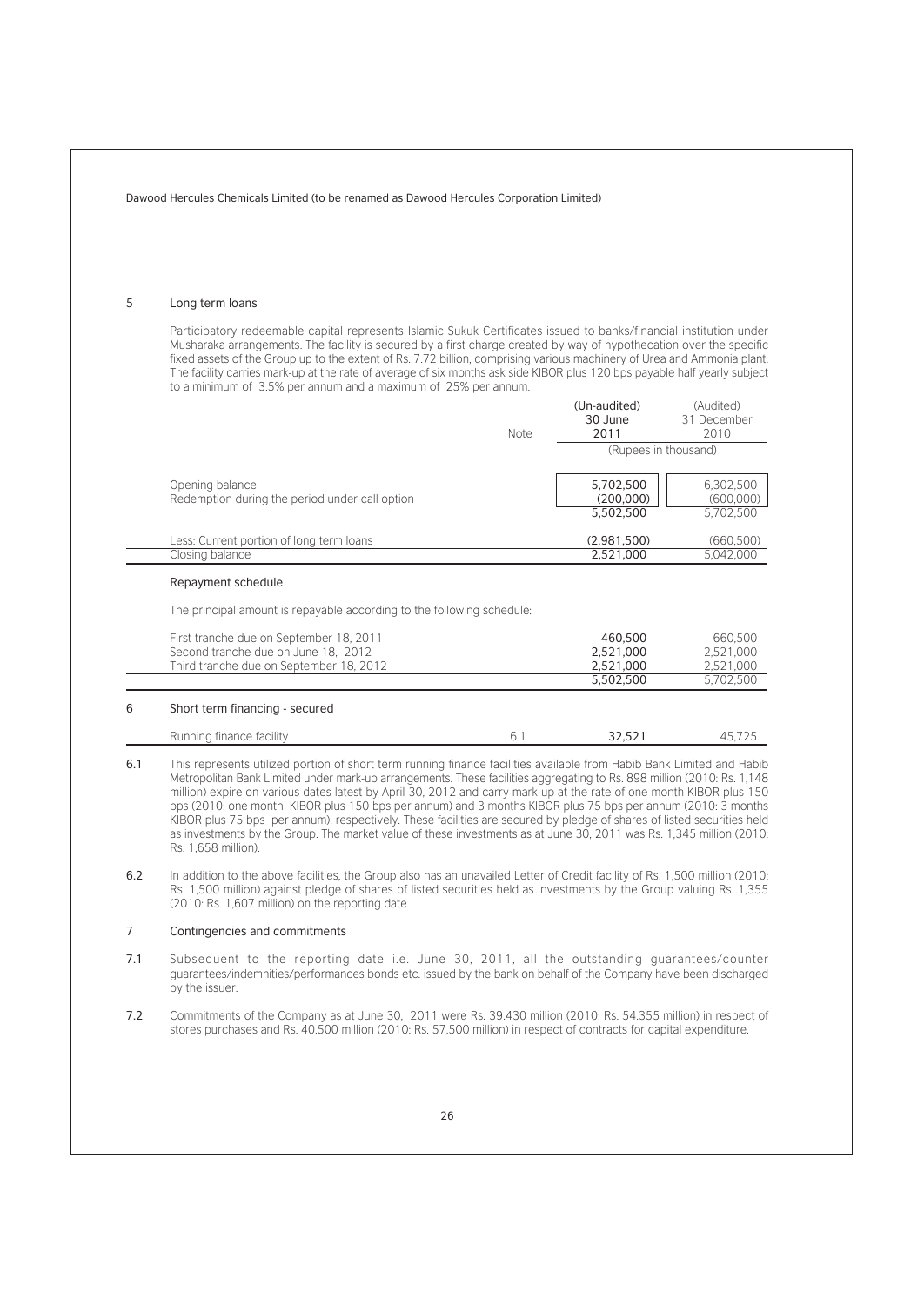## 5 Long term loans

Participatory redeemable capital represents Islamic Sukuk Certificates issued to banks/financial institution under Musharaka arrangements. The facility is secured by a first charge created by way of hypothecation over the specific fixed assets of the Group up to the extent of Rs. 7.72 billion, comprising various machinery of Urea and Ammonia plant. The facility carries mark-up at the rate of average of six months ask side KIBOR plus 120 bps payable half yearly subject to a minimum of 3.5% per annum and a maximum of 25% per annum.

| | Note | (Un-audited) 30 June 2011 | (Audited) 31 December 2010 |
|---|---|---|---|
| | | (Rupees in thousand) | |
| Opening balance | | 5,702,500 | 6,302,500 |
| Redemption during the period under call option | | (200,000) | (600,000) |
| | | 5,502,500 | 5,702,500 |
| Less: Current portion of long term loans | | (2,981,500) | (660,500) |
| Closing balance | | 2,521,000 | 5,042,000 |

### Repayment schedule

The principal amount is repayable according to the following schedule:

| | | | |
|---|---|---|---|
| First tranche due on September 18, 2011 | | 460,500 | 660,500 |
| Second tranche due on June 18, 2012 | | 2,521,000 | 2,521,000 |
| Third tranche due on September 18, 2012 | | 2,521,000 | 2,521,000 |
| | | 5,502,500 | 5,702,500 |

## 6 Short term financing - secured

| | | | |
|---|---|---|---|
| Running finance facility | 6.1 | 32,521 | 45,725 |

6.1 This represents utilized portion of short term running finance facilities available from Habib Bank Limited and Habib Metropolitan Bank Limited under mark-up arrangements. These facilities aggregating to Rs. 898 million (2010: Rs. 1,148 million) expire on various dates latest by April 30, 2012 and carry mark-up at the rate of one month KIBOR plus 150 bps (2010: one month KIBOR plus 150 bps per annum) and 3 months KIBOR plus 75 bps per annum (2010: 3 months KIBOR plus 75 bps per annum), respectively. These facilities are secured by pledge of shares of listed securities held as investments by the Group. The market value of these investments as at June 30, 2011 was Rs. 1,345 million (2010: Rs. 1,658 million).

6.2 In addition to the above facilities, the Group also has an unavailed Letter of Credit facility of Rs. 1,500 million (2010: Rs. 1,500 million) against pledge of shares of listed securities held as investments by the Group valuing Rs. 1,355 (2010: Rs. 1,607 million) on the reporting date.

## 7 Contingencies and commitments

7.1 Subsequent to the reporting date i.e. June 30, 2011, all the outstanding guarantees/counter guarantees/indemnities/performances bonds etc. issued by the bank on behalf of the Company have been discharged by the issuer.

7.2 Commitments of the Company as at June 30, 2011 were Rs. 39.430 million (2010: Rs. 54.355 million) in respect of stores purchases and Rs. 40.500 million (2010: Rs. 57.500 million) in respect of contracts for capital expenditure.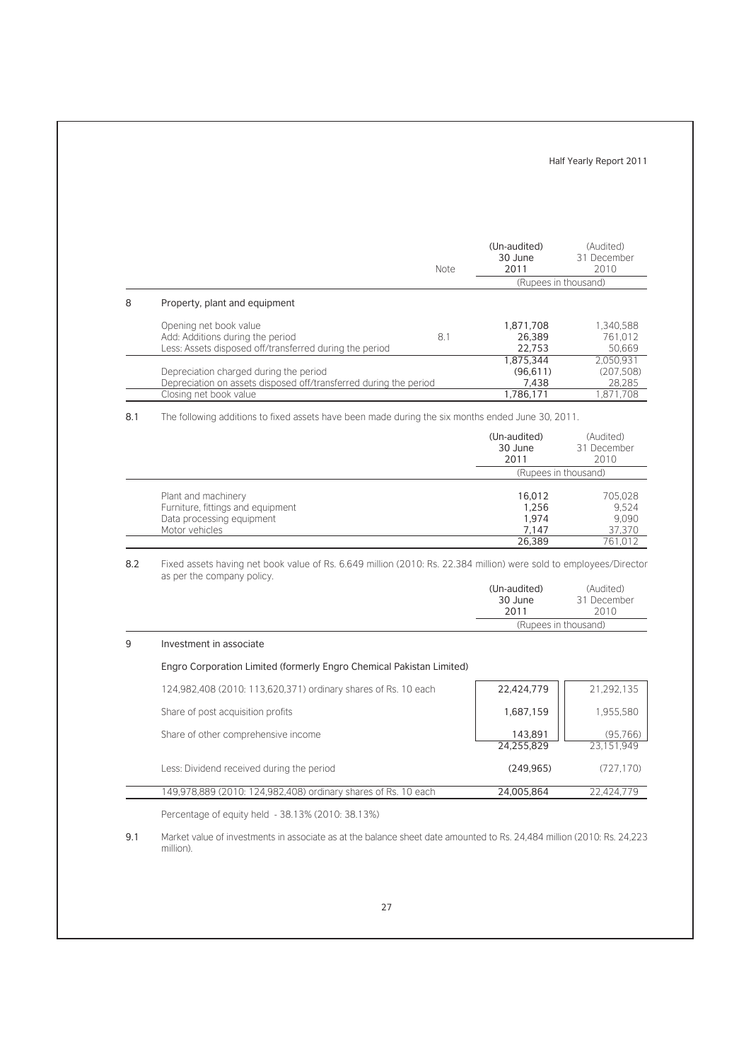| | Note | (Un-audited) 30 June 2011 | (Audited) 31 December 2010 |
|---|---|---|---|
| | | (Rupees in thousand) | |
| **8 Property, plant and equipment** | | | |
| Opening net book value | | 1,871,708 | 1,340,588 |
| Add: Additions during the period | 8.1 | 26,389 | 761,012 |
| Less: Assets disposed off/transferred during the period | | 22,753 | 50,669 |
| | | 1,875,344 | 2,050,931 |
| Depreciation charged during the period | | (96,611) | (207,508) |
| Depreciation on assets disposed off/transferred during the period | | 7,438 | 28,285 |
| Closing net book value | | 1,786,171 | 1,871,708 |

8.1 The following additions to fixed assets have been made during the six months ended June 30, 2011.

| | (Un-audited) 30 June 2011 | (Audited) 31 December 2010 |
|---|---|---|
| | (Rupees in thousand) | |
| Plant and machinery | 16,012 | 705,028 |
| Furniture, fittings and equipment | 1,256 | 9,524 |
| Data processing equipment | 1,974 | 9,090 |
| Motor vehicles | 7,147 | 37,370 |
| | 26,389 | 761,012 |

8.2 Fixed assets having net book value of Rs. 6.649 million (2010: Rs. 22.384 million) were sold to employees/Director as per the company policy.

| | (Un-audited) 30 June 2011 | (Audited) 31 December 2010 |
|---|---|---|
| | (Rupees in thousand) | |
| **9 Investment in associate** | | |
| **Engro Corporation Limited (formerly Engro Chemical Pakistan Limited)** | | |
| 124,982,408 (2010: 113,620,371) ordinary shares of Rs. 10 each | 22,424,779 | 21,292,135 |
| Share of post acquisition profits | 1,687,159 | 1,955,580 |
| Share of other comprehensive income | 143,891 | (95,766) |
| | 24,255,829 | 23,151,949 |
| Less: Dividend received during the period | (249,965) | (727,170) |
| 149,978,889 (2010: 124,982,408) ordinary shares of Rs. 10 each | 24,005,864 | 22,424,779 |

Percentage of equity held - 38.13% (2010: 38.13%)

9.1 Market value of investments in associate as at the balance sheet date amounted to Rs. 24,484 million (2010: Rs. 24,223 million).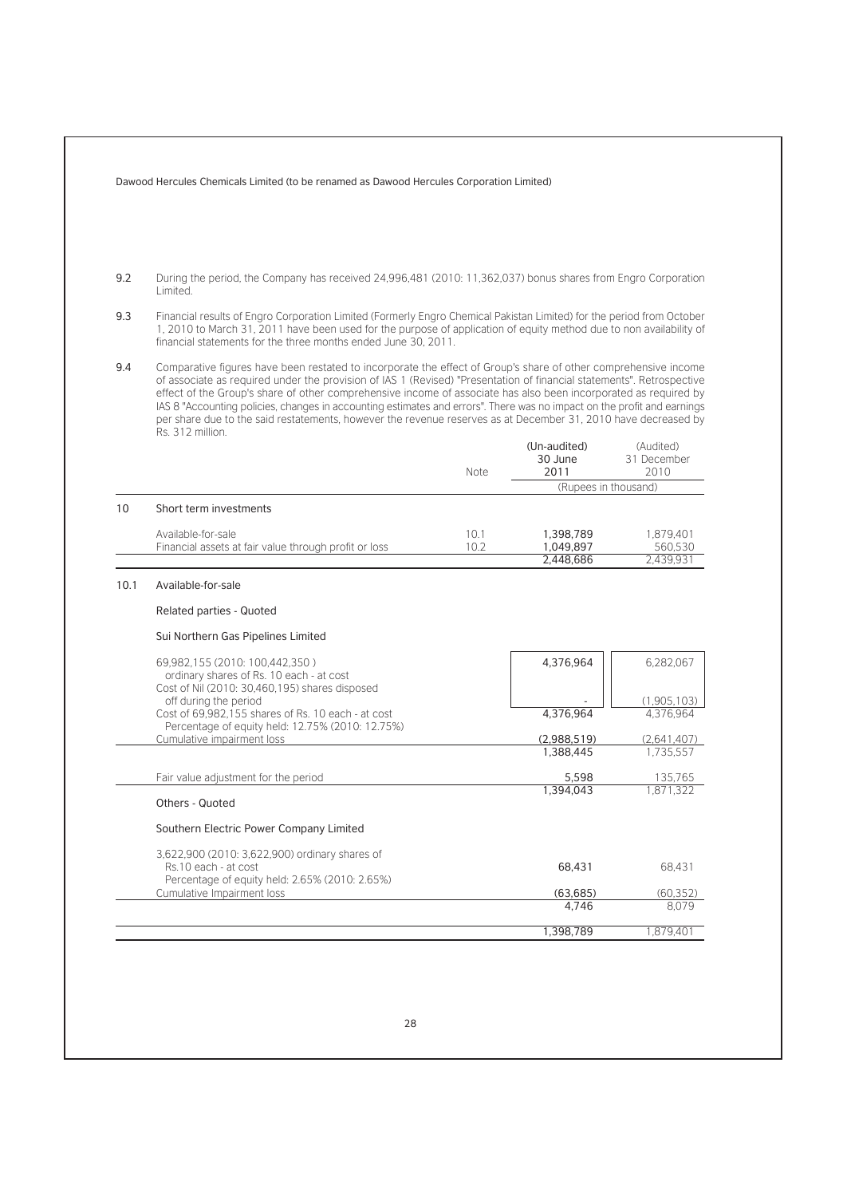9.2 During the period, the Company has received 24,996,481 (2010: 11,362,037) bonus shares from Engro Corporation Limited.

9.3 Financial results of Engro Corporation Limited (Formerly Engro Chemical Pakistan Limited) for the period from October 1, 2010 to March 31, 2011 have been used for the purpose of application of equity method due to non availability of financial statements for the three months ended June 30, 2011.

9.4 Comparative figures have been restated to incorporate the effect of Group's share of other comprehensive income of associate as required under the provision of IAS 1 (Revised) "Presentation of financial statements". Retrospective effect of the Group's share of other comprehensive income of associate has also been incorporated as required by IAS 8 "Accounting policies, changes in accounting estimates and errors". There was no impact on the profit and earnings per share due to the said restatements, however the revenue reserves as at December 31, 2010 have decreased by Rs. 312 million.

| | | Note | (Un-audited) 30 June 2011 | (Audited) 31 December 2010 |
|---|---|---|---|---|
| | | | (Rupees in thousand) | |
| 10 | Short term investments | | | |
| | Available-for-sale | 10.1 | 1,398,789 | 1,879,401 |
| | Financial assets at fair value through profit or loss | 10.2 | 1,049,897 | 560,530 |
| | | | 2,448,686 | 2,439,931 |
| 10.1 | Available-for-sale | | | |
| | Related parties - Quoted | | | |
| | Sui Northern Gas Pipelines Limited | | | |
| | 69,982,155 (2010: 100,442,350) ordinary shares of Rs. 10 each - at cost | | 4,376,964 | 6,282,067 |
| | Cost of Nil (2010: 30,460,195) shares disposed off during the period | | - | (1,905,103) |
| | Cost of 69,982,155 shares of Rs. 10 each - at cost Percentage of equity held: 12.75% (2010: 12.75%) | | 4,376,964 | 4,376,964 |
| | Cumulative impairment loss | | (2,988,519) | (2,641,407) |
| | | | 1,388,445 | 1,735,557 |
| | Fair value adjustment for the period | | 5,598 | 135,765 |
| | | | 1,394,043 | 1,871,322 |
| | Others - Quoted | | | |
| | Southern Electric Power Company Limited | | | |
| | 3,622,900 (2010: 3,622,900) ordinary shares of Rs.10 each - at cost Percentage of equity held: 2.65% (2010: 2.65%) | | 68,431 | 68,431 |
| | Cumulative Impairment loss | | (63,685) | (60,352) |
| | | | 4,746 | 8,079 |
| | | | 1,398,789 | 1,879,401 |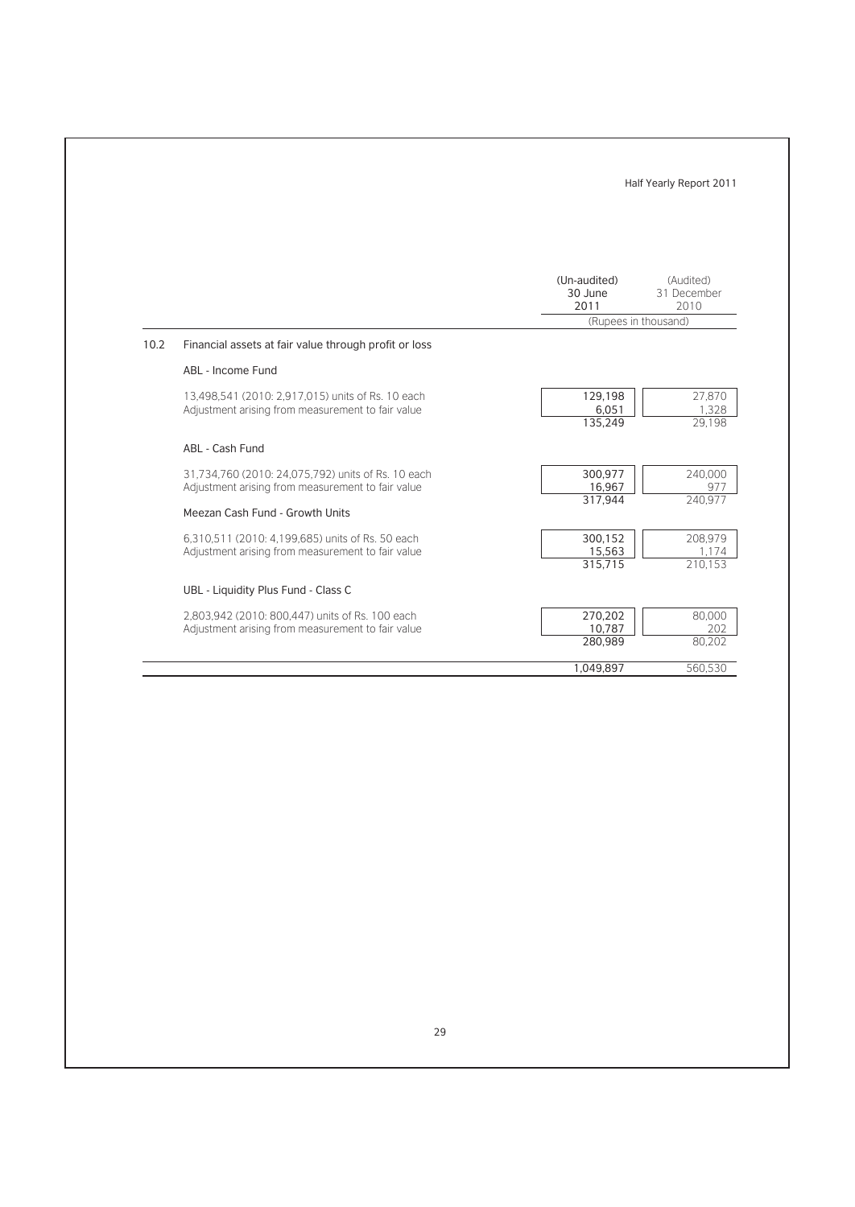| | (Un-audited) 30 June 2011 | (Audited) 31 December 2010 |
|---|---|---|
| | (Rupees in thousand) | |
| **10.2 Financial assets at fair value through profit or loss** | | |
| ABL - Income Fund | | |
| 13,498,541 (2010: 2,917,015) units of Rs. 10 each | 129,198 | 27,870 |
| Adjustment arising from measurement to fair value | 6,051 | 1,328 |
| | 135,249 | 29,198 |
| ABL - Cash Fund | | |
| 31,734,760 (2010: 24,075,792) units of Rs. 10 each | 300,977 | 240,000 |
| Adjustment arising from measurement to fair value | 16,967 | 977 |
| | 317,944 | 240,977 |
| Meezan Cash Fund - Growth Units | | |
| 6,310,511 (2010: 4,199,685) units of Rs. 50 each | 300,152 | 208,979 |
| Adjustment arising from measurement to fair value | 15,563 | 1,174 |
| | 315,715 | 210,153 |
| UBL - Liquidity Plus Fund - Class C | | |
| 2,803,942 (2010: 800,447) units of Rs. 100 each | 270,202 | 80,000 |
| Adjustment arising from measurement to fair value | 10,787 | 202 |
| | 280,989 | 80,202 |
| | 1,049,897 | 560,530 |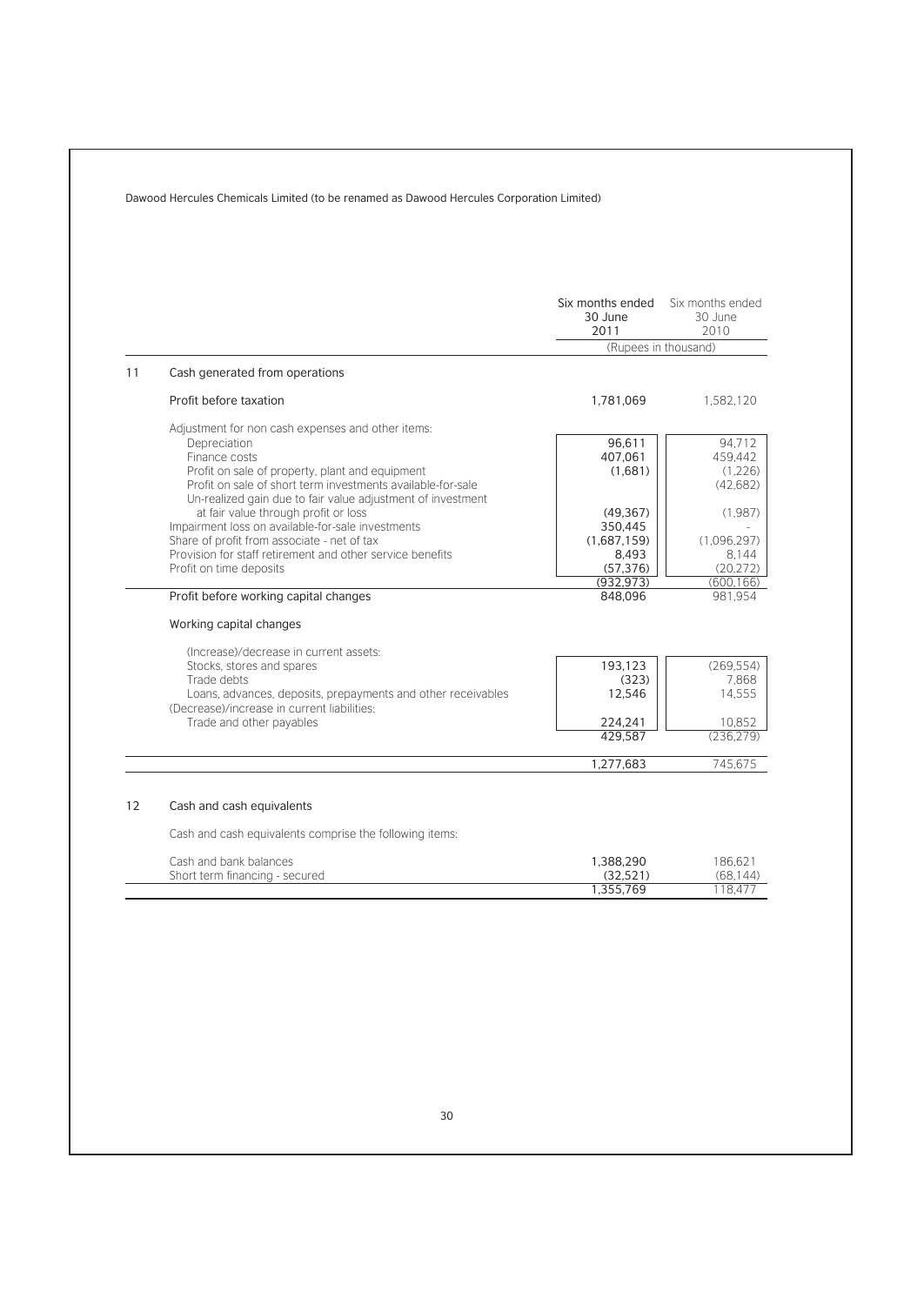Dawood Hercules Chemicals Limited (to be renamed as Dawood Hercules Corporation Limited)

| | | Six months ended 30 June 2011 | Six months ended 30 June 2010 |
|---|---|---|---|
| | | (Rupees in thousand) | |
| 11 | Cash generated from operations | | |
| | Profit before taxation | 1,781,069 | 1,582,120 |
| | Adjustment for non cash expenses and other items: | | |
| | Depreciation | 96,611 | 94,712 |
| | Finance costs | 407,061 | 459,442 |
| | Profit on sale of property, plant and equipment | (1,681) | (1,226) |
| | Profit on sale of short term investments available-for-sale | | (42,682) |
| | Un-realized gain due to fair value adjustment of investment at fair value through profit or loss | (49,367) | (1,987) |
| | Impairment loss on available-for-sale investments | 350,445 | - |
| | Share of profit from associate - net of tax | (1,687,159) | (1,096,297) |
| | Provision for staff retirement and other service benefits | 8,493 | 8,144 |
| | Profit on time deposits | (57,376) | (20,272) |
| | | (932,973) | (600,166) |
| | Profit before working capital changes | 848,096 | 981,954 |
| | Working capital changes | | |
| | (Increase)/decrease in current assets: | | |
| | Stocks, stores and spares | 193,123 | (269,554) |
| | Trade debts | (323) | 7,868 |
| | Loans, advances, deposits, prepayments and other receivables | 12,546 | 14,555 |
| | (Decrease)/increase in current liabilities: | | |
| | Trade and other payables | 224,241 | 10,852 |
| | | 429,587 | (236,279) |
| | | 1,277,683 | 745,675 |

## 12 Cash and cash equivalents

Cash and cash equivalents comprise the following items:

| | Six months ended 30 June 2011 | Six months ended 30 June 2010 |
|---|---|---|
| Cash and bank balances | 1,388,290 | 186,621 |
| Short term financing - secured | (32,521) | (68,144) |
| | 1,355,769 | 118,477 |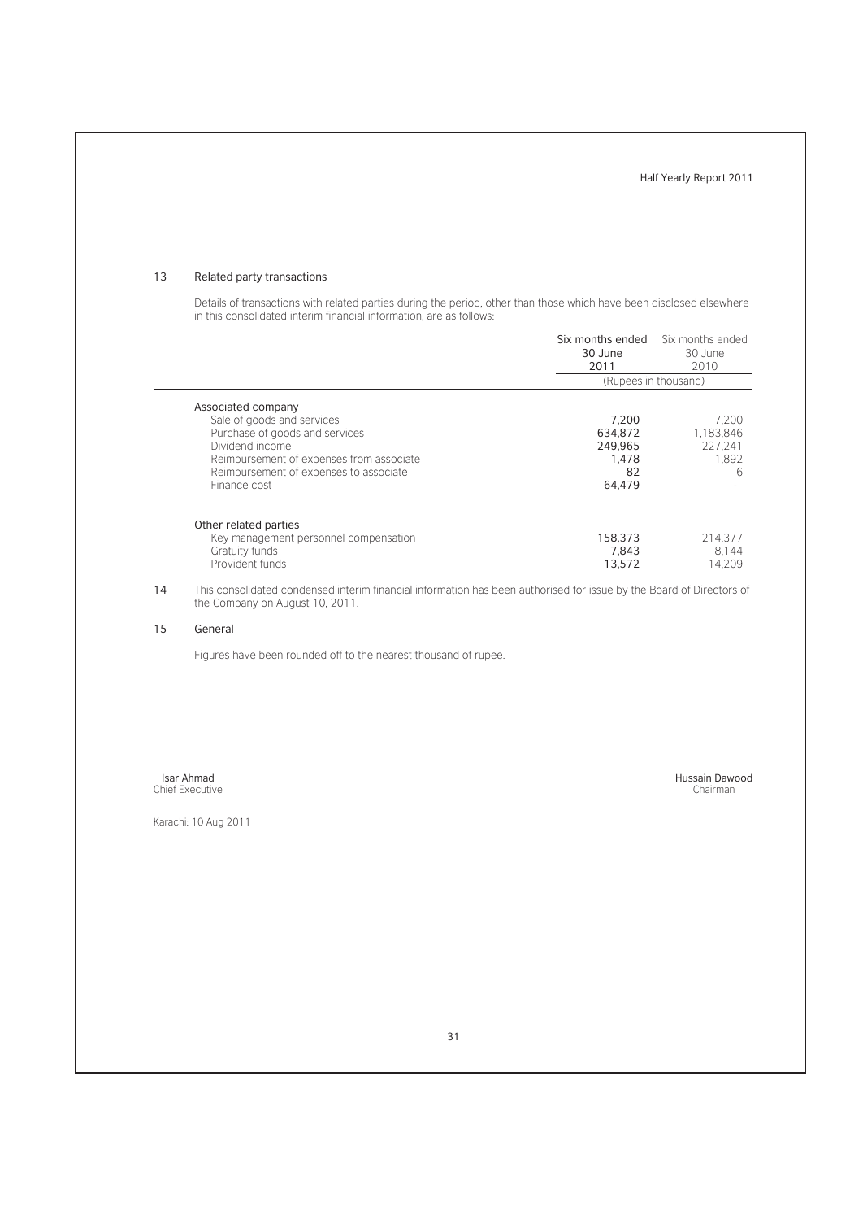## 13 Related party transactions

Details of transactions with related parties during the period, other than those which have been disclosed elsewhere in this consolidated interim financial information, are as follows:

| | Six months ended 30 June 2011 | Six months ended 30 June 2010 |
|---|---|---|
| | (Rupees in thousand) | |
| **Associated company** | | |
| Sale of goods and services | 7,200 | 7,200 |
| Purchase of goods and services | 634,872 | 1,183,846 |
| Dividend income | 249,965 | 227,241 |
| Reimbursement of expenses from associate | 1,478 | 1,892 |
| Reimbursement of expenses to associate | 82 | 6 |
| Finance cost | 64,479 | - |
| **Other related parties** | | |
| Key management personnel compensation | 158,373 | 214,377 |
| Gratuity funds | 7,843 | 8,144 |
| Provident funds | 13,572 | 14,209 |

14 This consolidated condensed interim financial information has been authorised for issue by the Board of Directors of the Company on August 10, 2011.

## 15 General

Figures have been rounded off to the nearest thousand of rupee.

Isar Ahmad
Chief Executive

Hussain Dawood
Chairman

Karachi: 10 Aug 2011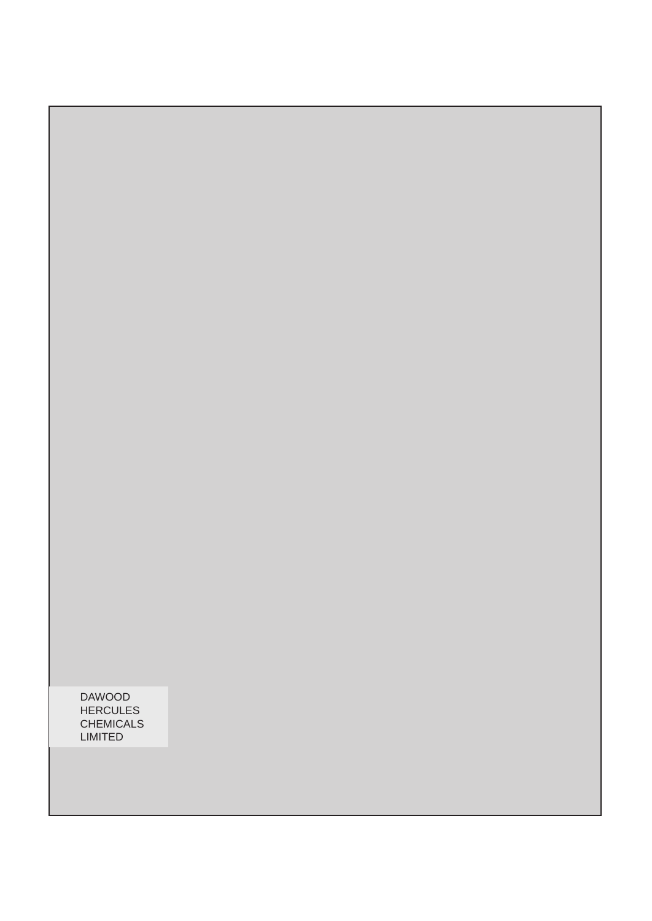DAWOOD
HERCULES
CHEMICALS
LIMITED